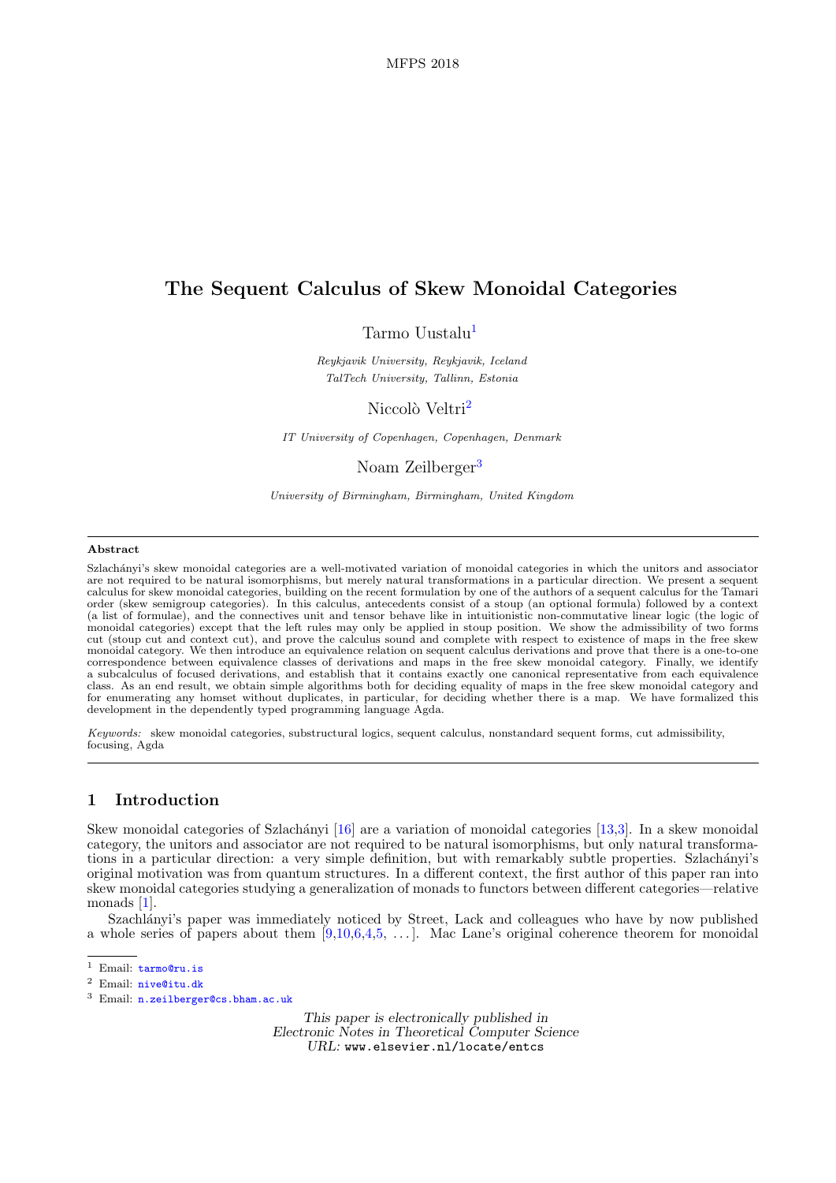# The Sequent Calculus of Skew Monoidal Categories

Tarmo Uustalu[1]

*Reykjavik University, Reykjavik, Iceland*
*TalTech University, Tallinn, Estonia*

Niccolò Veltri[2]

*IT University of Copenhagen, Copenhagen, Denmark*

Noam Zeilberger[3]

*University of Birmingham, Birmingham, United Kingdom*

---

**Abstract**

Szlachányi's skew monoidal categories are a well-motivated variation of monoidal categories in which the unitors and associator are not required to be natural isomorphisms, but merely natural transformations in a particular direction. We present a sequent calculus for skew monoidal categories, building on the recent formulation by one of the authors of a sequent calculus for the Tamari order (skew semigroup categories). In this calculus, antecedents consist of a stoup (an optional formula) followed by a context (a list of formulae), and the connectives unit and tensor behave like in intuitionistic non-commutative linear logic (the logic of monoidal categories) except that the left rules may only be applied in stoup position. We show the admissibility of two forms cut (stoup cut and context cut), and prove the calculus sound and complete with respect to existence of maps in the free skew monoidal category. We then introduce an equivalence relation on sequent calculus derivations and prove that there is a one-to-one correspondence between equivalence classes of derivations and maps in the free skew monoidal category. Finally, we identify a subcalculus of focused derivations, and establish that it contains exactly one canonical representative from each equivalence class. As an end result, we obtain simple algorithms both for deciding equality of maps in the free skew monoidal category and for enumerating any homset without duplicates, in particular, for deciding whether there is a map. We have formalized this development in the dependently typed programming language Agda.

*Keywords:* skew monoidal categories, substructural logics, sequent calculus, nonstandard sequent forms, cut admissibility, focusing, Agda

---

## 1 Introduction

Skew monoidal categories of Szlachányi [16] are a variation of monoidal categories [13,3]. In a skew monoidal category, the unitors and associator are not required to be natural isomorphisms, but only natural transformations in a particular direction: a very simple definition, but with remarkably subtle properties. Szlachányi's original motivation was from quantum structures. In a different context, the first author of this paper ran into skew monoidal categories studying a generalization of monads to functors between different categories—relative monads [1].

Szachlányi's paper was immediately noticed by Street, Lack and colleagues who have by now published a whole series of papers about them [9,10,6,4,5, ...]. Mac Lane's original coherence theorem for monoidal

[1] Email: tarmo@ru.is

[2] Email: nive@itu.dk

[3] Email: n.zeilberger@cs.bham.ac.uk

This paper is electronically published in
Electronic Notes in Theoretical Computer Science
URL: www.elsevier.nl/locate/entcs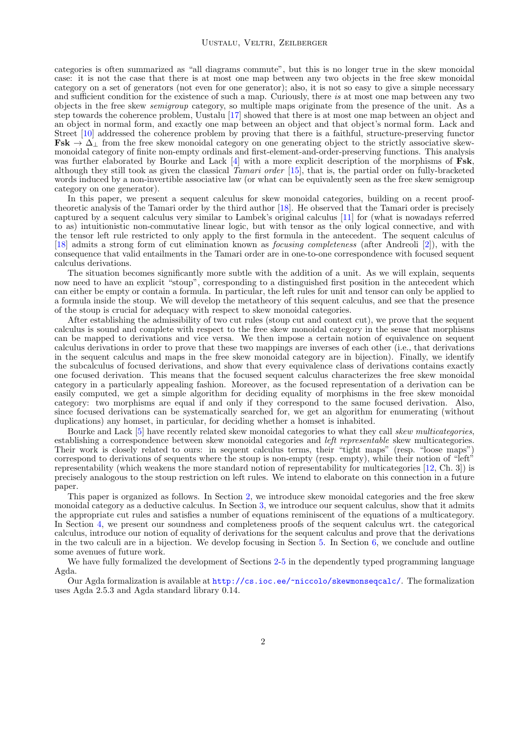categories is often summarized as "all diagrams commute", but this is no longer true in the skew monoidal case: it is not the case that there is at most one map between any two objects in the free skew monoidal category on a set of generators (not even for one generator); also, it is not so easy to give a simple necessary and sufficient condition for the existence of such a map. Curiously, there *is* at most one map between any two objects in the free skew *semigroup* category, so multiple maps originate from the presence of the unit. As a step towards the coherence problem, Uustalu [17] showed that there is at most one map between an object and an object in normal form, and exactly one map between an object and that object's normal form. Lack and Street [10] addressed the coherence problem by proving that there is a faithful, structure-preserving functor $\mathbf{Fsk} \to \Delta_\perp$ from the free skew monoidal category on one generating object to the strictly associative skew-monoidal category of finite non-empty ordinals and first-element-and-order-preserving functions. This analysis was further elaborated by Bourke and Lack [4] with a more explicit description of the morphisms of $\mathbf{Fsk}$, although they still took as given the classical *Tamari order* [15], that is, the partial order on fully-bracketed words induced by a non-invertible associative law (or what can be equivalently seen as the free skew semigroup category on one generator).

In this paper, we present a sequent calculus for skew monoidal categories, building on a recent proof-theoretic analysis of the Tamari order by the third author [18]. He observed that the Tamari order is precisely captured by a sequent calculus very similar to Lambek's original calculus [11] for (what is nowadays referred to as) intuitionistic non-commutative linear logic, but with tensor as the only logical connective, and with the tensor left rule restricted to only apply to the first formula in the antecedent. The sequent calculus of [18] admits a strong form of cut elimination known as *focusing completeness* (after Andreoli [2]), with the consequence that valid entailments in the Tamari order are in one-to-one correspondence with focused sequent calculus derivations.

The situation becomes significantly more subtle with the addition of a unit. As we will explain, sequents now need to have an explicit "stoup", corresponding to a distinguished first position in the antecedent which can either be empty or contain a formula. In particular, the left rules for unit and tensor can only be applied to a formula inside the stoup. We will develop the metatheory of this sequent calculus, and see that the presence of the stoup is crucial for adequacy with respect to skew monoidal categories.

After establishing the admissibility of two cut rules (stoup cut and context cut), we prove that the sequent calculus is sound and complete with respect to the free skew monoidal category in the sense that morphisms can be mapped to derivations and vice versa. We then impose a certain notion of equivalence on sequent calculus derivations in order to prove that these two mappings are inverses of each other (i.e., that derivations in the sequent calculus and maps in the free skew monoidal category are in bijection). Finally, we identify the subcalculus of focused derivations, and show that every equivalence class of derivations contains exactly one focused derivation. This means that the focused sequent calculus characterizes the free skew monoidal category in a particularly appealing fashion. Moreover, as the focused representation of a derivation can be easily computed, we get a simple algorithm for deciding equality of morphisms in the free skew monoidal category: two morphisms are equal if and only if they correspond to the same focused derivation. Also, since focused derivations can be systematically searched for, we get an algorithm for enumerating (without duplications) any homset, in particular, for deciding whether a homset is inhabited.

Bourke and Lack [5] have recently related skew monoidal categories to what they call *skew multicategories*, establishing a correspondence between skew monoidal categories and *left representable* skew multicategories. Their work is closely related to ours: in sequent calculus terms, their "tight maps" (resp. "loose maps") correspond to derivations of sequents where the stoup is non-empty (resp. empty), while their notion of "left" representability (which weakens the more standard notion of representability for multicategories [12, Ch. 3]) is precisely analogous to the stoup restriction on left rules. We intend to elaborate on this connection in a future paper.

This paper is organized as follows. In Section 2, we introduce skew monoidal categories and the free skew monoidal category as a deductive calculus. In Section 3, we introduce our sequent calculus, show that it admits the appropriate cut rules and satisfies a number of equations reminiscent of the equations of a multicategory. In Section 4, we present our soundness and completeness proofs of the sequent calculus wrt. the categorical calculus, introduce our notion of equality of derivations for the sequent calculus and prove that the derivations in the two calculi are in a bijection. We develop focusing in Section 5. In Section 6, we conclude and outline some avenues of future work.

We have fully formalized the development of Sections 2-5 in the dependently typed programming language Agda.

Our Agda formalization is available at http://cs.ioc.ee/~niccolo/skewmonseqcalc/. The formalization uses Agda 2.5.3 and Agda standard library 0.14.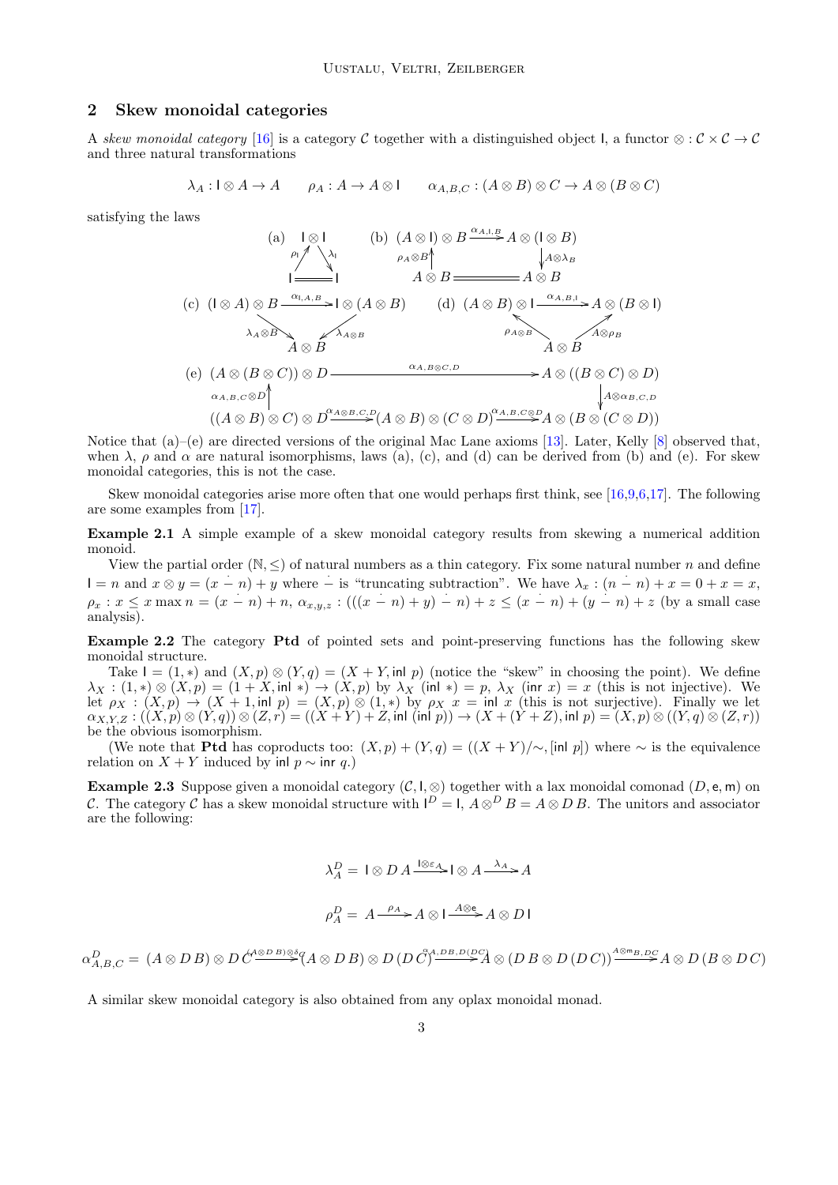## 2 Skew monoidal categories

A *skew monoidal category* [16] is a category $\mathcal{C}$ together with a distinguished object $\mathsf{I}$, a functor $\otimes : \mathcal{C} \times \mathcal{C} \to \mathcal{C}$ and three natural transformations

$$\lambda_A : \mathsf{I} \otimes A \to A \qquad \rho_A : A \to A \otimes \mathsf{I} \qquad \alpha_{A,B,C} : (A \otimes B) \otimes C \to A \otimes (B \otimes C)$$

satisfying the laws

(a) $\lambda_{\mathsf{I}} \circ \rho_{\mathsf{I}} = \mathrm{id}_{\mathsf{I}}$, i.e. $\mathsf{I} \xrightarrow{\rho_{\mathsf{I}}} \mathsf{I} \otimes \mathsf{I} \xrightarrow{\lambda_{\mathsf{I}}} \mathsf{I}$ equals the identity.

(b) $(A \otimes \lambda_B) \circ \alpha_{A,\mathsf{I},B} \circ (\rho_A \otimes B) = \mathrm{id}_{A \otimes B}$, i.e. $A \otimes B \xrightarrow{\rho_A \otimes B} (A \otimes \mathsf{I}) \otimes B \xrightarrow{\alpha_{A,\mathsf{I},B}} A \otimes (\mathsf{I} \otimes B) \xrightarrow{A \otimes \lambda_B} A \otimes B$ equals the identity.

(c) $\lambda_{A \otimes B} \circ \alpha_{\mathsf{I},A,B} = \lambda_A \otimes B$, where $(\mathsf{I} \otimes A) \otimes B \xrightarrow{\alpha_{\mathsf{I},A,B}} \mathsf{I} \otimes (A \otimes B) \xrightarrow{\lambda_{A \otimes B}} A \otimes B$.

(d) $\alpha_{A,B,\mathsf{I}} \circ \rho_{A \otimes B} = A \otimes \rho_B$, where $A \otimes B \xrightarrow{\rho_{A \otimes B}} (A \otimes B) \otimes \mathsf{I} \xrightarrow{\alpha_{A,B,\mathsf{I}}} A \otimes (B \otimes \mathsf{I})$.

(e) $(A \otimes \alpha_{B,C,D}) \circ \alpha_{A,B \otimes C,D} \circ (\alpha_{A,B,C} \otimes D) = \alpha_{A,B,C \otimes D} \circ \alpha_{A \otimes B,C,D}$, where

$$((A \otimes B) \otimes C) \otimes D \xrightarrow{\alpha_{A,B,C} \otimes D} (A \otimes (B \otimes C)) \otimes D \xrightarrow{\alpha_{A,B \otimes C,D}} A \otimes ((B \otimes C) \otimes D) \xrightarrow{A \otimes \alpha_{B,C,D}} A \otimes (B \otimes (C \otimes D))$$

$$((A \otimes B) \otimes C) \otimes D \xrightarrow{\alpha_{A \otimes B,C,D}} (A \otimes B) \otimes (C \otimes D) \xrightarrow{\alpha_{A,B,C \otimes D}} A \otimes (B \otimes (C \otimes D))$$

Notice that (a)–(e) are directed versions of the original Mac Lane axioms [13]. Later, Kelly [8] observed that, when $\lambda$, $\rho$ and $\alpha$ are natural isomorphisms, laws (a), (c), and (d) can be derived from (b) and (e). For skew monoidal categories, this is not the case.

Skew monoidal categories arise more often that one would perhaps first think, see [16,9,6,17]. The following are some examples from [17].

**Example 2.1** A simple example of a skew monoidal category results from skewing a numerical addition monoid.

View the partial order $(\mathbb{N}, \leq)$ of natural numbers as a thin category. Fix some natural number $n$ and define $\mathsf{I} = n$ and $x \otimes y = (x \mathbin{\dot{-}} n) + y$ where $\dot{-}$ is "truncating subtraction". We have $\lambda_x : (n \mathbin{\dot{-}} n) + x = 0 + x = x$, $\rho_x : x \leq x \max n = (x \mathbin{\dot{-}} n) + n$, $\alpha_{x,y,z} : (((x \mathbin{\dot{-}} n) + y) \mathbin{\dot{-}} n) + z \leq (x \mathbin{\dot{-}} n) + (y \mathbin{\dot{-}} n) + z$ (by a small case analysis).

**Example 2.2** The category **Ptd** of pointed sets and point-preserving functions has the following skew monoidal structure.

Take $\mathsf{I} = (1, *)$ and $(X, p) \otimes (Y, q) = (X + Y, \mathsf{inl}\ p)$ (notice the "skew" in choosing the point). We define $\lambda_X : (1, *) \otimes (X, p) = (1 + X, \mathsf{inl}\ *) \to (X, p)$ by $\lambda_X\ (\mathsf{inl}\ *) = p$, $\lambda_X\ (\mathsf{inr}\ x) = x$ (this is not injective). We let $\rho_X : (X, p) \to (X + 1, \mathsf{inl}\ p) = (X, p) \otimes (1, *)$ by $\rho_X\ x = \mathsf{inl}\ x$ (this is not surjective). Finally we let $\alpha_{X,Y,Z} : ((X, p) \otimes (Y, q)) \otimes (Z, r) = ((X + Y) + Z, \mathsf{inl}\ (\mathsf{inl}\ p)) \to (X + (Y + Z), \mathsf{inl}\ p) = (X, p) \otimes ((Y, q) \otimes (Z, r))$ be the obvious isomorphism.

(We note that **Ptd** has coproducts too: $(X, p) + (Y, q) = ((X + Y)/\!\sim, [\mathsf{inl}\ p])$ where $\sim$ is the equivalence relation on $X + Y$ induced by $\mathsf{inl}\ p \sim \mathsf{inr}\ q$.)

**Example 2.3** Suppose given a monoidal category $(\mathcal{C}, \mathsf{I}, \otimes)$ together with a lax monoidal comonad $(D, \mathsf{e}, \mathsf{m})$ on $\mathcal{C}$. The category $\mathcal{C}$ has a skew monoidal structure with $\mathsf{I}^D = \mathsf{I}$, $A \otimes^D B = A \otimes D\,B$. The unitors and associator are the following:

$$\lambda^D_A = \mathsf{I} \otimes D\,A \xrightarrow{\mathsf{I} \otimes \varepsilon_A} \mathsf{I} \otimes A \xrightarrow{\lambda_A} A$$

$$\rho^D_A = A \xrightarrow{\rho_A} A \otimes \mathsf{I} \xrightarrow{A \otimes \mathsf{e}} A \otimes D\,\mathsf{I}$$

$$\alpha^D_{A,B,C} = (A \otimes D\,B) \otimes D\,C \xrightarrow{(A \otimes D\,B) \otimes \delta_C} (A \otimes D\,B) \otimes D\,(D\,C) \xrightarrow{\alpha_{A,DB,D(DC)}} A \otimes (D\,B \otimes D\,(D\,C)) \xrightarrow{A \otimes \mathsf{m}_{B,DC}} A \otimes D\,(B \otimes D\,C)$$

A similar skew monoidal category is also obtained from any oplax monoidal monad.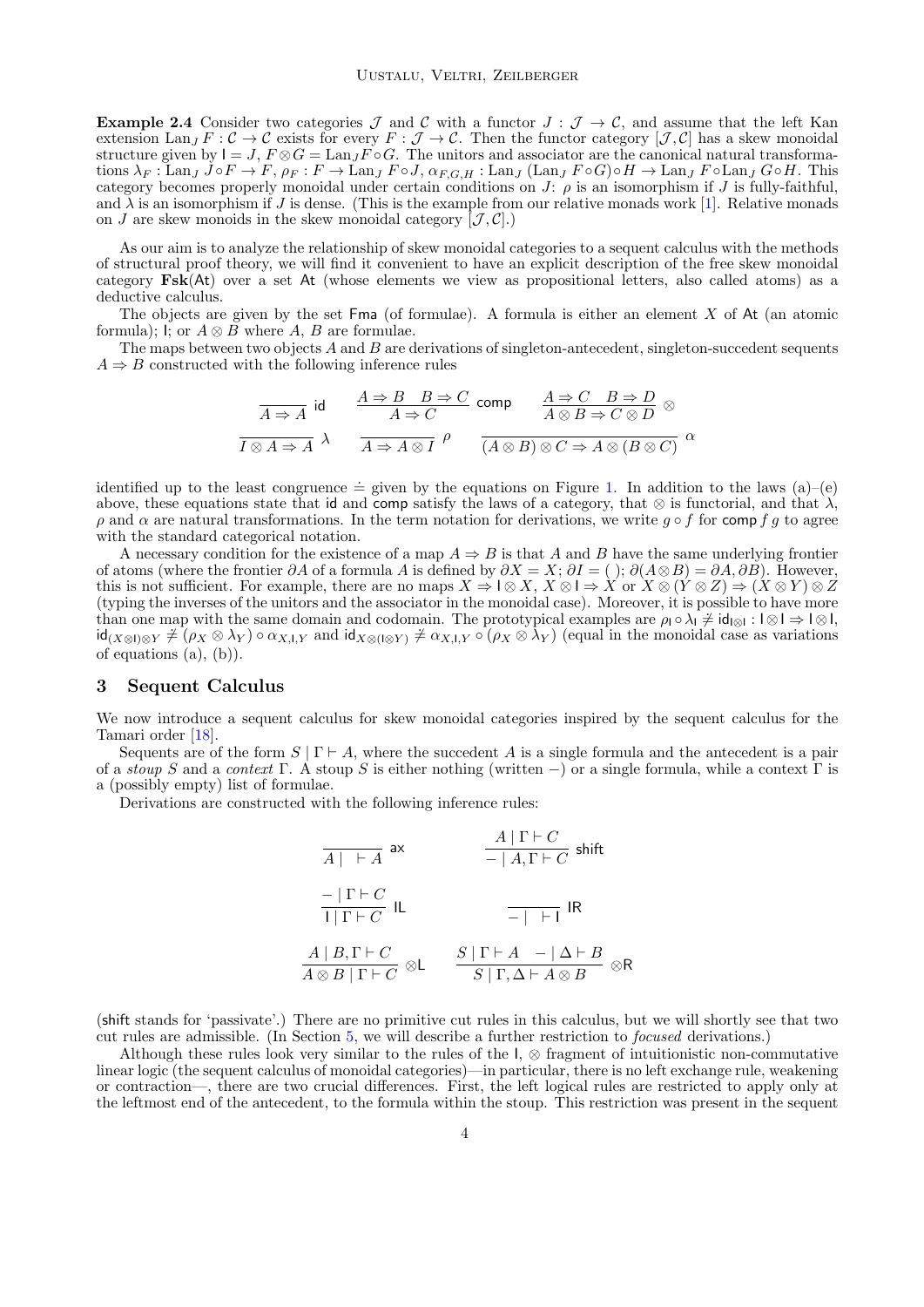**Example 2.4** Consider two categories $\mathcal{J}$ and $\mathcal{C}$ with a functor $J : \mathcal{J} \to \mathcal{C}$, and assume that the left Kan extension $\mathrm{Lan}_J\, F : \mathcal{C} \to \mathcal{C}$ exists for every $F : \mathcal{J} \to \mathcal{C}$. Then the functor category $[\mathcal{J}, \mathcal{C}]$ has a skew monoidal structure given by $\mathsf{I} = J$, $F \otimes G = \mathrm{Lan}_J F \circ G$. The unitors and associator are the canonical natural transformations $\lambda_F : \mathrm{Lan}_J\, J \circ F \to F$, $\rho_F : F \to \mathrm{Lan}_J\, F \circ J$, $\alpha_{F,G,H} : \mathrm{Lan}_J\, (\mathrm{Lan}_J\, F \circ G) \circ H \to \mathrm{Lan}_J\, F \circ \mathrm{Lan}_J\, G \circ H$. This category becomes properly monoidal under certain conditions on $J$: $\rho$ is an isomorphism if $J$ is fully-faithful, and $\lambda$ is an isomorphism if $J$ is dense. (This is the example from our relative monads work [1]. Relative monads on $J$ are skew monoids in the skew monoidal category $[\mathcal{J}, \mathcal{C}]$.)

As our aim is to analyze the relationship of skew monoidal categories to a sequent calculus with the methods of structural proof theory, we will find it convenient to have an explicit description of the free skew monoidal category $\mathbf{Fsk}(\mathsf{At})$ over a set $\mathsf{At}$ (whose elements we view as propositional letters, also called atoms) as a deductive calculus.

The objects are given by the set $\mathsf{Fma}$ (of formulae). A formula is either an element $X$ of $\mathsf{At}$ (an atomic formula); $\mathsf{I}$; or $A \otimes B$ where $A$, $B$ are formulae.

The maps between two objects $A$ and $B$ are derivations of singleton-antecedent, singleton-succedent sequents $A \Rightarrow B$ constructed with the following inference rules

$$\frac{}{A \Rightarrow A}\ \mathsf{id} \qquad \frac{A \Rightarrow B \quad B \Rightarrow C}{A \Rightarrow C}\ \mathsf{comp} \qquad \frac{A \Rightarrow C \quad B \Rightarrow D}{A \otimes B \Rightarrow C \otimes D}\ \otimes$$

$$\frac{}{I \otimes A \Rightarrow A}\ \lambda \qquad \frac{}{A \Rightarrow A \otimes I}\ \rho \qquad \frac{}{(A \otimes B) \otimes C \Rightarrow A \otimes (B \otimes C)}\ \alpha$$

identified up to the least congruence $\doteq$ given by the equations on Figure 1. In addition to the laws (a)–(e) above, these equations state that $\mathsf{id}$ and $\mathsf{comp}$ satisfy the laws of a category, that $\otimes$ is functorial, and that $\lambda$, $\rho$ and $\alpha$ are natural transformations. In the term notation for derivations, we write $g \circ f$ for $\mathsf{comp}\, f\, g$ to agree with the standard categorical notation.

A necessary condition for the existence of a map $A \Rightarrow B$ is that $A$ and $B$ have the same underlying frontier of atoms (where the frontier $\partial A$ of a formula $A$ is defined by $\partial X = X$; $\partial I = (\,)$; $\partial(A \otimes B) = \partial A, \partial B$). However, this is not sufficient. For example, there are no maps $X \Rightarrow \mathsf{I} \otimes X$, $X \otimes \mathsf{I} \Rightarrow X$ or $X \otimes (Y \otimes Z) \Rightarrow (X \otimes Y) \otimes Z$ (typing the inverses of the unitors and the associator in the monoidal case). Moreover, it is possible to have more than one map with the same domain and codomain. The prototypical examples are $\rho_{\mathsf{I}} \circ \lambda_{\mathsf{I}} \not\doteq \mathsf{id}_{\mathsf{I}\otimes\mathsf{I}} : \mathsf{I} \otimes \mathsf{I} \Rightarrow \mathsf{I} \otimes \mathsf{I}$, $\mathsf{id}_{(X \otimes \mathsf{I}) \otimes Y} \not\doteq (\rho_X \otimes \lambda_Y) \circ \alpha_{X,\mathsf{I},Y}$ and $\mathsf{id}_{X \otimes (\mathsf{I} \otimes Y)} \not\doteq \alpha_{X,\mathsf{I},Y} \circ (\rho_X \otimes \lambda_Y)$ (equal in the monoidal case as variations of equations (a), (b)).

## 3 Sequent Calculus

We now introduce a sequent calculus for skew monoidal categories inspired by the sequent calculus for the Tamari order [18].

Sequents are of the form $S \mid \Gamma \vdash A$, where the succedent $A$ is a single formula and the antecedent is a pair of a *stoup* $S$ and a *context* $\Gamma$. A stoup $S$ is either nothing (written $-$) or a single formula, while a context $\Gamma$ is a (possibly empty) list of formulae.

Derivations are constructed with the following inference rules:

$$\frac{}{A \mid\ \vdash A}\ \mathsf{ax} \qquad \frac{A \mid \Gamma \vdash C}{- \mid A, \Gamma \vdash C}\ \mathsf{shift}$$

$$\frac{- \mid \Gamma \vdash C}{\mathsf{I} \mid \Gamma \vdash C}\ \mathsf{IL} \qquad \frac{}{- \mid\ \vdash \mathsf{I}}\ \mathsf{IR}$$

$$\frac{A \mid B, \Gamma \vdash C}{A \otimes B \mid \Gamma \vdash C}\ \otimes\mathsf{L} \qquad \frac{S \mid \Gamma \vdash A \quad - \mid \Delta \vdash B}{S \mid \Gamma, \Delta \vdash A \otimes B}\ \otimes\mathsf{R}$$

($\mathsf{shift}$ stands for 'passivate'.) There are no primitive cut rules in this calculus, but we will shortly see that two cut rules are admissible. (In Section 5, we will describe a further restriction to *focused* derivations.)

Although these rules look very similar to the rules of the $\mathsf{I}$, $\otimes$ fragment of intuitionistic non-commutative linear logic (the sequent calculus of monoidal categories)—in particular, there is no left exchange rule, weakening or contraction—, there are two crucial differences. First, the left logical rules are restricted to apply only at the leftmost end of the antecedent, to the formula within the stoup. This restriction was present in the sequent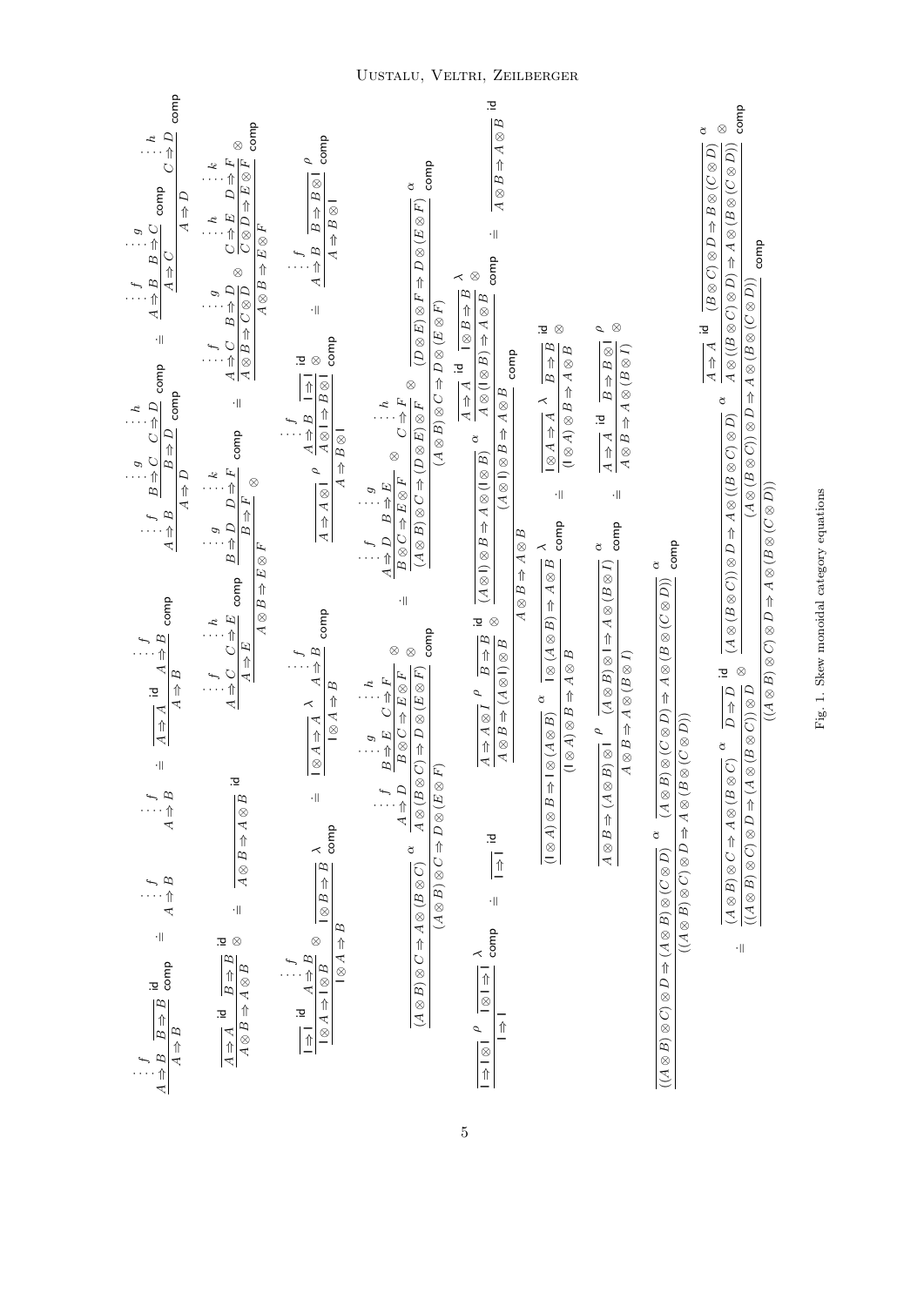$$
\dfrac{\overset{\vdots\, f}{A \Rightarrow B} \quad \dfrac{}{B \Rightarrow B}\,\mathsf{id}}{A \Rightarrow B}\,\mathsf{comp}
\;\doteq\;
\overset{\vdots\, f}{A \Rightarrow B}
\;\doteq\;
\dfrac{\dfrac{}{A \Rightarrow A}\,\mathsf{id} \quad \overset{\vdots\, f}{A \Rightarrow B}}{A \Rightarrow B}\,\mathsf{comp}
$$

$$
\dfrac{\overset{\vdots\, f}{A \Rightarrow B} \quad \dfrac{\overset{\vdots\, g}{B \Rightarrow C} \quad \overset{\vdots\, h}{C \Rightarrow D}}{B \Rightarrow D}\,\mathsf{comp}}{A \Rightarrow D}\,\mathsf{comp}
\;\doteq\;
\dfrac{\dfrac{\overset{\vdots\, f}{A \Rightarrow B} \quad \overset{\vdots\, g}{B \Rightarrow C}}{A \Rightarrow C}\,\mathsf{comp} \quad \overset{\vdots\, h}{C \Rightarrow D}}{A \Rightarrow D}\,\mathsf{comp}
$$

$$
\dfrac{\dfrac{}{A \Rightarrow A}\,\mathsf{id} \quad \dfrac{}{B \Rightarrow B}\,\mathsf{id}}{A \otimes B \Rightarrow A \otimes B}\,\otimes
\;\doteq\;
\dfrac{}{A \otimes B \Rightarrow A \otimes B}\,\mathsf{id}
$$

$$
\dfrac{\dfrac{\overset{\vdots\, f}{A \Rightarrow C} \quad \overset{\vdots\, h}{C \Rightarrow E}}{A \Rightarrow E}\,\mathsf{comp} \quad \dfrac{\overset{\vdots\, g}{B \Rightarrow D} \quad \overset{\vdots\, k}{D \Rightarrow F}}{B \Rightarrow F}\,\mathsf{comp}}{A \otimes B \Rightarrow E \otimes F}\,\otimes
\;\doteq\;
\dfrac{\dfrac{\overset{\vdots\, f}{A \Rightarrow C} \quad \overset{\vdots\, g}{B \Rightarrow D}}{A \otimes B \Rightarrow C \otimes D}\,\otimes \quad \dfrac{\overset{\vdots\, h}{C \Rightarrow E} \quad \overset{\vdots\, k}{D \Rightarrow F}}{C \otimes D \Rightarrow E \otimes F}\,\otimes}{A \otimes B \Rightarrow E \otimes F}\,\mathsf{comp}
$$

$$
\dfrac{\dfrac{\dfrac{}{\mathsf{I} \Rightarrow \mathsf{I}}\,\mathsf{id} \quad \overset{\vdots\, f}{A \Rightarrow B}}{\mathsf{I} \otimes A \Rightarrow \mathsf{I} \otimes B}\,\otimes \quad \dfrac{}{\mathsf{I} \otimes B \Rightarrow B}\,\lambda}{\mathsf{I} \otimes A \Rightarrow B}\,\mathsf{comp}
\;\doteq\;
\dfrac{\dfrac{}{\mathsf{I} \otimes A \Rightarrow A}\,\lambda \quad \overset{\vdots\, f}{A \Rightarrow B}}{\mathsf{I} \otimes A \Rightarrow B}\,\mathsf{comp}
$$

$$
\dfrac{\dfrac{}{A \Rightarrow A \otimes \mathsf{I}}\,\rho \quad \dfrac{\overset{\vdots\, f}{A \Rightarrow B} \quad \dfrac{}{\mathsf{I} \Rightarrow \mathsf{I}}\,\mathsf{id}}{A \otimes \mathsf{I} \Rightarrow B \otimes \mathsf{I}}\,\otimes}{A \Rightarrow B \otimes \mathsf{I}}\,\mathsf{comp}
\;\doteq\;
\dfrac{\overset{\vdots\, f}{A \Rightarrow B} \quad \dfrac{}{B \Rightarrow B \otimes \mathsf{I}}\,\rho}{A \Rightarrow B \otimes \mathsf{I}}\,\mathsf{comp}
$$

$$
\dfrac{\dfrac{}{(A \otimes B) \otimes C \Rightarrow A \otimes (B \otimes C)}\,\alpha \quad \dfrac{\overset{\vdots\, f}{A \Rightarrow D} \quad \dfrac{\overset{\vdots\, g}{B \Rightarrow E} \quad \overset{\vdots\, h}{C \Rightarrow F}}{B \otimes C \Rightarrow E \otimes F}\,\otimes}{A \otimes (B \otimes C) \Rightarrow D \otimes (E \otimes F)}\,\otimes}{(A \otimes B) \otimes C \Rightarrow D \otimes (E \otimes F)}\,\mathsf{comp}
\;\doteq\;
\dfrac{\dfrac{\dfrac{\overset{\vdots\, f}{A \Rightarrow D} \quad \overset{\vdots\, g}{B \Rightarrow E}}{B \otimes C \Rightarrow E \otimes F}\,\otimes \quad \overset{\vdots\, h}{C \Rightarrow F}}{(A \otimes B) \otimes C \Rightarrow (D \otimes E) \otimes F}\,\otimes \quad \dfrac{}{(D \otimes E) \otimes F \Rightarrow D \otimes (E \otimes F)}\,\alpha}{(A \otimes B) \otimes C \Rightarrow D \otimes (E \otimes F)}\,\mathsf{comp}
$$

$$
\dfrac{\dfrac{}{\mathsf{I} \Rightarrow \mathsf{I} \otimes \mathsf{I}}\,\rho \quad \dfrac{}{\mathsf{I} \otimes \mathsf{I} \Rightarrow \mathsf{I}}\,\lambda}{\mathsf{I} \Rightarrow \mathsf{I}}\,\mathsf{comp}
\;\doteq\;
\dfrac{}{\mathsf{I} \Rightarrow \mathsf{I}}\,\mathsf{id}
$$

$$
\dfrac{\dfrac{\dfrac{}{A \Rightarrow A \otimes \mathsf{I}}\,\rho \quad \dfrac{}{B \Rightarrow B}\,\mathsf{id}}{A \otimes B \Rightarrow (A \otimes \mathsf{I}) \otimes B}\,\otimes \quad \dfrac{\dfrac{}{(A \otimes \mathsf{I}) \otimes B \Rightarrow A \otimes (\mathsf{I} \otimes B)}\,\alpha \quad \dfrac{\dfrac{}{A \Rightarrow A}\,\mathsf{id} \quad \dfrac{}{\mathsf{I} \otimes B \Rightarrow B}\,\lambda}{A \otimes (\mathsf{I} \otimes B) \Rightarrow A \otimes B}\,\otimes}{(A \otimes \mathsf{I}) \otimes B \Rightarrow A \otimes B}\,\mathsf{comp}}{A \otimes B \Rightarrow A \otimes B}\,\mathsf{comp}
\;\doteq\;
\dfrac{}{A \otimes B \Rightarrow A \otimes B}\,\mathsf{id}
$$

$$
\dfrac{\dfrac{}{(\mathsf{I} \otimes A) \otimes B \Rightarrow \mathsf{I} \otimes (A \otimes B)}\,\alpha \quad \dfrac{}{\mathsf{I} \otimes (A \otimes B) \Rightarrow A \otimes B}\,\lambda}{(\mathsf{I} \otimes A) \otimes B \Rightarrow A \otimes B}\,\mathsf{comp}
\;\doteq\;
\dfrac{\dfrac{}{\mathsf{I} \otimes A \Rightarrow A}\,\lambda \quad \dfrac{}{B \Rightarrow B}\,\mathsf{id}}{(\mathsf{I} \otimes A) \otimes B \Rightarrow A \otimes B}\,\otimes
$$

$$
\dfrac{\dfrac{}{A \otimes B \Rightarrow (A \otimes B) \otimes \mathsf{I}}\,\rho \quad \dfrac{}{(A \otimes B) \otimes \mathsf{I} \Rightarrow A \otimes (B \otimes \mathsf{I})}\,\alpha}{A \otimes B \Rightarrow A \otimes (B \otimes \mathsf{I})}\,\mathsf{comp}
\;\doteq\;
\dfrac{\dfrac{}{A \Rightarrow A}\,\mathsf{id} \quad \dfrac{}{B \Rightarrow B \otimes \mathsf{I}}\,\rho}{A \otimes B \Rightarrow A \otimes (B \otimes \mathsf{I})}\,\otimes
$$

$$
\dfrac{\dfrac{}{((A \otimes B) \otimes C) \otimes D \Rightarrow (A \otimes B) \otimes (C \otimes D)}\,\alpha \quad \dfrac{}{(A \otimes B) \otimes (C \otimes D) \Rightarrow A \otimes (B \otimes (C \otimes D))}\,\alpha}{((A \otimes B) \otimes C) \otimes D \Rightarrow A \otimes (B \otimes (C \otimes D))}\,\mathsf{comp}
$$

$$
\doteq\;
\dfrac{\dfrac{\dfrac{}{(A \otimes B) \otimes C \Rightarrow A \otimes (B \otimes C)}\,\alpha \quad \dfrac{}{D \Rightarrow D}\,\mathsf{id}}{((A \otimes B) \otimes C) \otimes D \Rightarrow (A \otimes (B \otimes C)) \otimes D}\,\otimes \quad \dfrac{\dfrac{}{(A \otimes (B \otimes C)) \otimes D \Rightarrow A \otimes ((B \otimes C) \otimes D)}\,\alpha \quad \dfrac{\dfrac{}{A \Rightarrow A}\,\mathsf{id} \quad \dfrac{}{(B \otimes C) \otimes D \Rightarrow B \otimes (C \otimes D)}\,\alpha}{A \otimes ((B \otimes C) \otimes D) \Rightarrow A \otimes (B \otimes (C \otimes D))}\,\otimes}{(A \otimes (B \otimes C)) \otimes D \Rightarrow A \otimes (B \otimes (C \otimes D))}\,\mathsf{comp}}{((A \otimes B) \otimes C) \otimes D \Rightarrow A \otimes (B \otimes (C \otimes D))}\,\mathsf{comp}
$$

Fig. 1. Skew monoidal category equations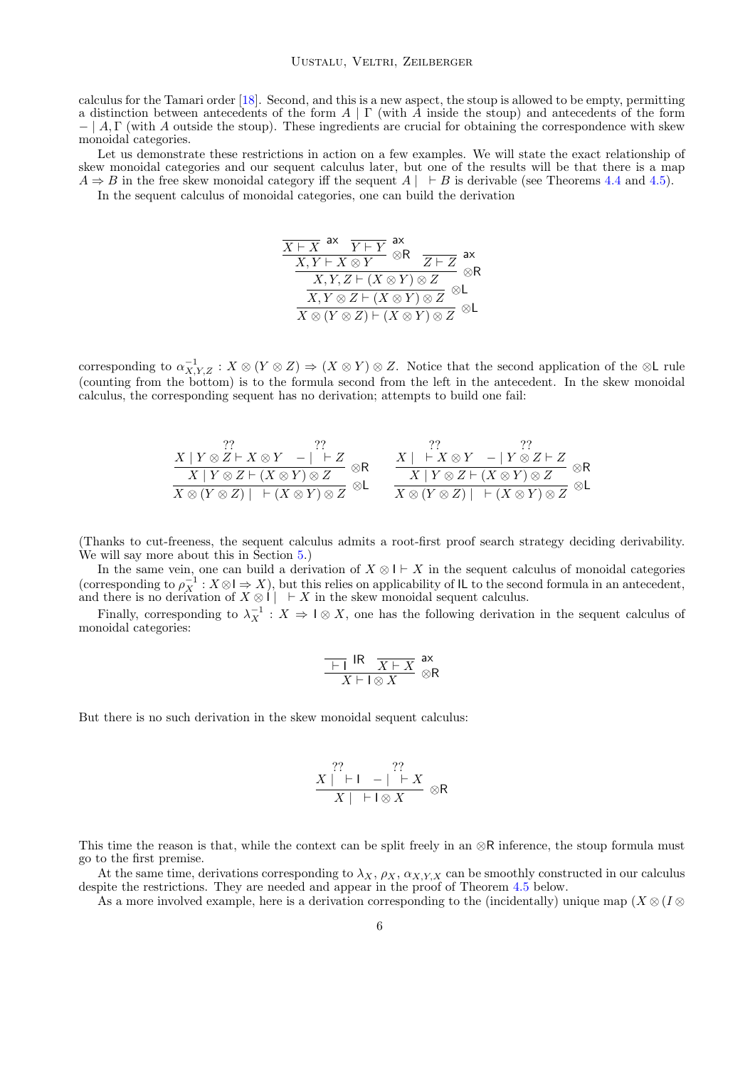calculus for the Tamari order [18]. Second, and this is a new aspect, the stoup is allowed to be empty, permitting a distinction between antecedents of the form $A \mid \Gamma$ (with $A$ inside the stoup) and antecedents of the form $- \mid A, \Gamma$ (with $A$ outside the stoup). These ingredients are crucial for obtaining the correspondence with skew monoidal categories.

Let us demonstrate these restrictions in action on a few examples. We will state the exact relationship of skew monoidal categories and our sequent calculus later, but one of the results will be that there is a map $A \Rightarrow B$ in the free skew monoidal category iff the sequent $A \mid \; \vdash B$ is derivable (see Theorems 4.4 and 4.5).

In the sequent calculus of monoidal categories, one can build the derivation

$$
\dfrac{\dfrac{\dfrac{\dfrac{\overline{X \vdash X}\ \mathsf{ax} \quad \overline{Y \vdash Y}\ \mathsf{ax}}{X, Y \vdash X \otimes Y}\ \otimes\mathsf{R} \quad \overline{Z \vdash Z}\ \mathsf{ax}}{X, Y, Z \vdash (X \otimes Y) \otimes Z}\ \otimes\mathsf{R}}{X, Y \otimes Z \vdash (X \otimes Y) \otimes Z}\ \otimes\mathsf{L}}{X \otimes (Y \otimes Z) \vdash (X \otimes Y) \otimes Z}\ \otimes\mathsf{L}
$$

corresponding to $\alpha^{-1}_{X,Y,Z} : X \otimes (Y \otimes Z) \Rightarrow (X \otimes Y) \otimes Z$. Notice that the second application of the $\otimes\mathsf{L}$ rule (counting from the bottom) is to the formula second from the left in the antecedent. In the skew monoidal calculus, the corresponding sequent has no derivation; attempts to build one fail:

$$
\dfrac{\dfrac{\overset{??}{X \mid Y \otimes Z \vdash X \otimes Y} \quad \overset{??}{- \mid \; \vdash Z}}{X \mid Y \otimes Z \vdash (X \otimes Y) \otimes Z}\ \otimes\mathsf{R}}{X \otimes (Y \otimes Z) \mid \; \vdash (X \otimes Y) \otimes Z}\ \otimes\mathsf{L}
\qquad
\dfrac{\dfrac{\overset{??}{X \mid \; \vdash X \otimes Y} \quad \overset{??}{- \mid Y \otimes Z \vdash Z}}{X \mid Y \otimes Z \vdash (X \otimes Y) \otimes Z}\ \otimes\mathsf{R}}{X \otimes (Y \otimes Z) \mid \; \vdash (X \otimes Y) \otimes Z}\ \otimes\mathsf{L}
$$

(Thanks to cut-freeness, the sequent calculus admits a root-first proof search strategy deciding derivability. We will say more about this in Section 5.)

In the same vein, one can build a derivation of $X \otimes \mathsf{I} \vdash X$ in the sequent calculus of monoidal categories (corresponding to $\rho^{-1}_X : X \otimes \mathsf{I} \Rightarrow X$), but this relies on applicability of $\mathsf{IL}$ to the second formula in an antecedent, and there is no derivation of $X \otimes \mathsf{I} \mid \; \vdash X$ in the skew monoidal sequent calculus.

Finally, corresponding to $\lambda^{-1}_X : X \Rightarrow \mathsf{I} \otimes X$, one has the following derivation in the sequent calculus of monoidal categories:

$$
\dfrac{\overline{\vdash \mathsf{I}}\ \mathsf{IR} \quad \overline{X \vdash X}\ \mathsf{ax}}{X \vdash \mathsf{I} \otimes X}\ \otimes\mathsf{R}
$$

But there is no such derivation in the skew monoidal sequent calculus:

$$
\dfrac{\overset{??}{X \mid \; \vdash \mathsf{I}} \quad \overset{??}{- \mid \; \vdash X}}{X \mid \; \vdash \mathsf{I} \otimes X}\ \otimes\mathsf{R}
$$

This time the reason is that, while the context can be split freely in an $\otimes\mathsf{R}$ inference, the stoup formula must go to the first premise.

At the same time, derivations corresponding to $\lambda_X$, $\rho_X$, $\alpha_{X,Y,X}$ can be smoothly constructed in our calculus despite the restrictions. They are needed and appear in the proof of Theorem 4.5 below.

As a more involved example, here is a derivation corresponding to the (incidentally) unique map $(X \otimes (I \otimes$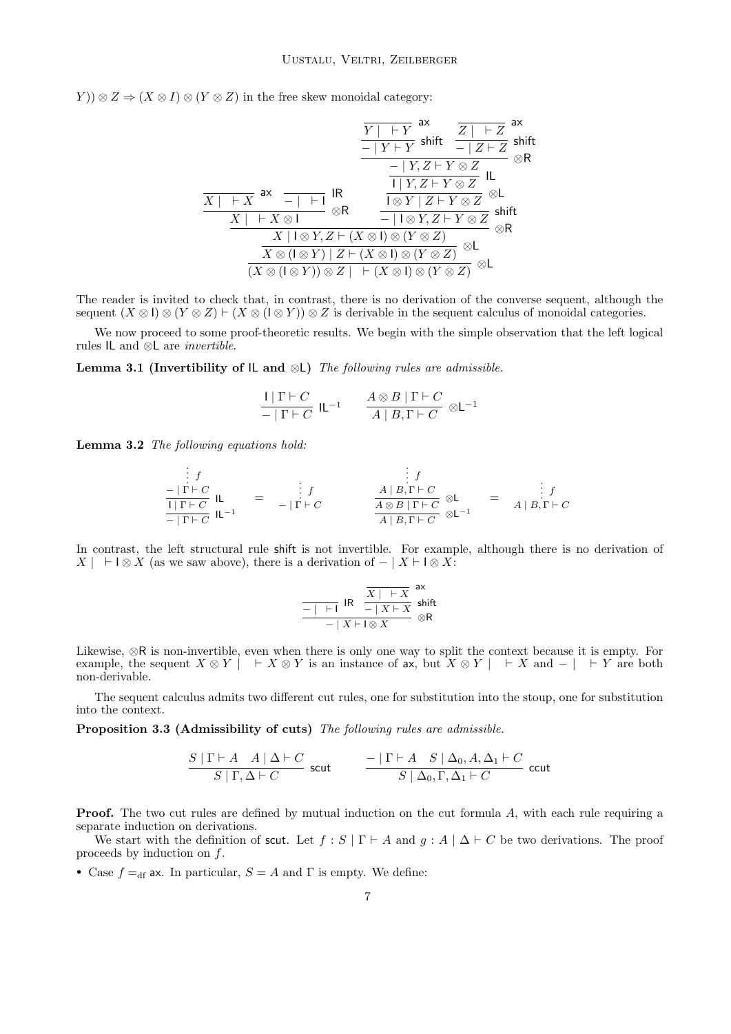$Y)) \otimes Z \Rightarrow (X \otimes I) \otimes (Y \otimes Z)$ in the free skew monoidal category:

$$
\dfrac{\dfrac{\dfrac{}{X \mid\ \vdash X}\ \mathsf{ax} \quad \dfrac{}{- \mid\ \vdash \mathsf{I}}\ \mathsf{IR}}{X \mid\ \vdash X \otimes \mathsf{I}}\ \otimes\mathsf{R} \quad \dfrac{\dfrac{\dfrac{\dfrac{\dfrac{\dfrac{}{Y \mid\ \vdash Y}\ \mathsf{ax}}{- \mid Y \vdash Y}\ \mathsf{shift} \quad \dfrac{\dfrac{}{Z \mid\ \vdash Z}\ \mathsf{ax}}{- \mid Z \vdash Z}\ \mathsf{shift}}{- \mid Y, Z \vdash Y \otimes Z}\ \otimes\mathsf{R}}{\mathsf{I} \mid Y, Z \vdash Y \otimes Z}\ \mathsf{IL}}{\mathsf{I} \otimes Y \mid Z \vdash Y \otimes Z}\ \otimes\mathsf{L}}{- \mid \mathsf{I} \otimes Y, Z \vdash Y \otimes Z}\ \mathsf{shift}}{\dfrac{\dfrac{X \mid \mathsf{I} \otimes Y, Z \vdash (X \otimes \mathsf{I}) \otimes (Y \otimes Z)}{X \otimes (\mathsf{I} \otimes Y) \mid Z \vdash (X \otimes \mathsf{I}) \otimes (Y \otimes Z)}\ \otimes\mathsf{L}}{(X \otimes (\mathsf{I} \otimes Y)) \otimes Z \mid\ \vdash (X \otimes \mathsf{I}) \otimes (Y \otimes Z)}\ \otimes\mathsf{L}}\ \otimes\mathsf{R}
$$

The reader is invited to check that, in contrast, there is no derivation of the converse sequent, although the sequent $(X \otimes \mathsf{I}) \otimes (Y \otimes Z) \vdash (X \otimes (\mathsf{I} \otimes Y)) \otimes Z$ is derivable in the sequent calculus of monoidal categories.

We now proceed to some proof-theoretic results. We begin with the simple observation that the left logical rules $\mathsf{IL}$ and $\otimes\mathsf{L}$ are *invertible*.

**Lemma 3.1 (Invertibility of $\mathsf{IL}$ and $\otimes\mathsf{L}$)** *The following rules are admissible.*

$$
\dfrac{\mathsf{I} \mid \Gamma \vdash C}{- \mid \Gamma \vdash C}\ \mathsf{IL}^{-1} \qquad \dfrac{A \otimes B \mid \Gamma \vdash C}{A \mid B, \Gamma \vdash C}\ \otimes\mathsf{L}^{-1}
$$

**Lemma 3.2** *The following equations hold:*

$$
\dfrac{\dfrac{\vdots\, f \atop - \mid \Gamma \vdash C}{\mathsf{I} \mid \Gamma \vdash C}\ \mathsf{IL}}{- \mid \Gamma \vdash C}\ \mathsf{IL}^{-1} \quad = \quad {\vdots\, f \atop - \mid \Gamma \vdash C} \qquad\qquad \dfrac{\dfrac{\vdots\, f \atop A \mid B, \Gamma \vdash C}{A \otimes B \mid \Gamma \vdash C}\ \otimes\mathsf{L}}{A \mid B, \Gamma \vdash C}\ \otimes\mathsf{L}^{-1} \quad = \quad {\vdots\, f \atop A \mid B, \Gamma \vdash C}
$$

In contrast, the left structural rule $\mathsf{shift}$ is not invertible. For example, although there is no derivation of $X \mid\ \vdash \mathsf{I} \otimes X$ (as we saw above), there is a derivation of $- \mid X \vdash \mathsf{I} \otimes X$:

$$
\dfrac{\dfrac{}{- \mid\ \vdash \mathsf{I}}\ \mathsf{IR} \quad \dfrac{\dfrac{}{X \mid\ \vdash X}\ \mathsf{ax}}{- \mid X \vdash X}\ \mathsf{shift}}{- \mid X \vdash \mathsf{I} \otimes X}\ \otimes\mathsf{R}
$$

Likewise, $\otimes\mathsf{R}$ is non-invertible, even when there is only one way to split the context because it is empty. For example, the sequent $X \otimes Y \mid\ \vdash X \otimes Y$ is an instance of $\mathsf{ax}$, but $X \otimes Y \mid\ \vdash X$ and $- \mid\ \vdash Y$ are both non-derivable.

The sequent calculus admits two different cut rules, one for substitution into the stoup, one for substitution into the context.

**Proposition 3.3 (Admissibility of cuts)** *The following rules are admissible.*

$$
\dfrac{S \mid \Gamma \vdash A \quad A \mid \Delta \vdash C}{S \mid \Gamma, \Delta \vdash C}\ \mathsf{scut} \qquad \dfrac{- \mid \Gamma \vdash A \quad S \mid \Delta_0, A, \Delta_1 \vdash C}{S \mid \Delta_0, \Gamma, \Delta_1 \vdash C}\ \mathsf{ccut}
$$

**Proof.** The two cut rules are defined by mutual induction on the cut formula $A$, with each rule requiring a separate induction on derivations.

We start with the definition of $\mathsf{scut}$. Let $f : S \mid \Gamma \vdash A$ and $g : A \mid \Delta \vdash C$ be two derivations. The proof proceeds by induction on $f$.

- Case $f =_{\mathrm{df}} \mathsf{ax}$. In particular, $S = A$ and $\Gamma$ is empty. We define: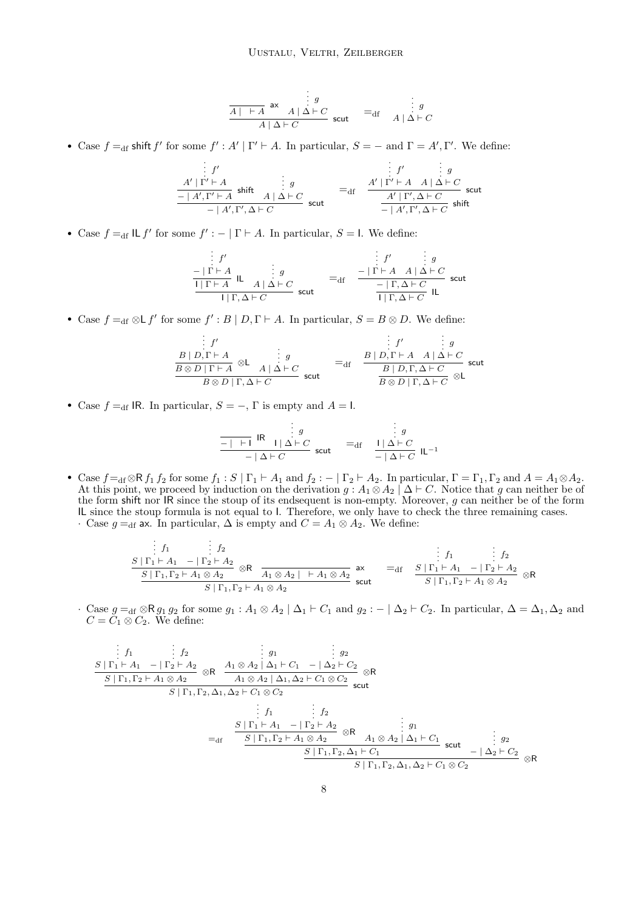$$\dfrac{\dfrac{}{A \mid\ \vdash A}\ \mathsf{ax} \qquad \begin{array}{c}\vdots\ g \\ A \mid \Delta \vdash C\end{array}}{A \mid \Delta \vdash C}\ \mathsf{scut} \quad =_{\mathrm{df}} \quad \begin{array}{c}\vdots\ g \\ A \mid \Delta \vdash C\end{array}$$

- Case $f =_{\mathrm{df}} \mathsf{shift}\, f'$ for some $f' : A' \mid \Gamma' \vdash A$. In particular, $S = -$ and $\Gamma = A', \Gamma'$. We define:

$$\dfrac{\dfrac{\begin{array}{c}\vdots\ f' \\ A' \mid \Gamma' \vdash A\end{array}}{- \mid A', \Gamma' \vdash A}\ \mathsf{shift} \qquad \begin{array}{c}\vdots\ g \\ A \mid \Delta \vdash C\end{array}}{- \mid A', \Gamma', \Delta \vdash C}\ \mathsf{scut} \quad =_{\mathrm{df}} \quad \dfrac{\dfrac{\begin{array}{c}\vdots\ f' \\ A' \mid \Gamma' \vdash A\end{array} \quad \begin{array}{c}\vdots\ g \\ A \mid \Delta \vdash C\end{array}}{A' \mid \Gamma', \Delta \vdash C}\ \mathsf{scut}}{- \mid A', \Gamma', \Delta \vdash C}\ \mathsf{shift}$$

- Case $f =_{\mathrm{df}} \mathsf{IL}\, f'$ for some $f' : - \mid \Gamma \vdash A$. In particular, $S = \mathsf{I}$. We define:

$$\dfrac{\dfrac{\begin{array}{c}\vdots\ f' \\ - \mid \Gamma \vdash A\end{array}}{\mathsf{I} \mid \Gamma \vdash A}\ \mathsf{IL} \qquad \begin{array}{c}\vdots\ g \\ A \mid \Delta \vdash C\end{array}}{\mathsf{I} \mid \Gamma, \Delta \vdash C}\ \mathsf{scut} \quad =_{\mathrm{df}} \quad \dfrac{\dfrac{\begin{array}{c}\vdots\ f' \\ - \mid \Gamma \vdash A\end{array} \quad \begin{array}{c}\vdots\ g \\ A \mid \Delta \vdash C\end{array}}{- \mid \Gamma, \Delta \vdash C}\ \mathsf{scut}}{\mathsf{I} \mid \Gamma, \Delta \vdash C}\ \mathsf{IL}$$

- Case $f =_{\mathrm{df}} \otimes\mathsf{L}\, f'$ for some $f' : B \mid D, \Gamma \vdash A$. In particular, $S = B \otimes D$. We define:

$$\dfrac{\dfrac{\begin{array}{c}\vdots\ f' \\ B \mid D, \Gamma \vdash A\end{array}}{B \otimes D \mid \Gamma \vdash A}\ \otimes\mathsf{L} \qquad \begin{array}{c}\vdots\ g \\ A \mid \Delta \vdash C\end{array}}{B \otimes D \mid \Gamma, \Delta \vdash C}\ \mathsf{scut} \quad =_{\mathrm{df}} \quad \dfrac{\dfrac{\begin{array}{c}\vdots\ f' \\ B \mid D, \Gamma \vdash A\end{array} \quad \begin{array}{c}\vdots\ g \\ A \mid \Delta \vdash C\end{array}}{B \mid D, \Gamma, \Delta \vdash C}\ \mathsf{scut}}{B \otimes D \mid \Gamma, \Delta \vdash C}\ \otimes\mathsf{L}$$

- Case $f =_{\mathrm{df}} \mathsf{IR}$. In particular, $S = -$, $\Gamma$ is empty and $A = \mathsf{I}$.

$$\dfrac{\dfrac{}{- \mid\ \vdash \mathsf{I}}\ \mathsf{IR} \qquad \begin{array}{c}\vdots\ g \\ \mathsf{I} \mid \Delta \vdash C\end{array}}{- \mid \Delta \vdash C}\ \mathsf{scut} \quad =_{\mathrm{df}} \quad \dfrac{\begin{array}{c}\vdots\ g \\ \mathsf{I} \mid \Delta \vdash C\end{array}}{- \mid \Delta \vdash C}\ \mathsf{IL}^{-1}$$

- Case $f =_{\mathrm{df}} \otimes\mathsf{R}\, f_1\, f_2$ for some $f_1 : S \mid \Gamma_1 \vdash A_1$ and $f_2 : - \mid \Gamma_2 \vdash A_2$. In particular, $\Gamma = \Gamma_1, \Gamma_2$ and $A = A_1 \otimes A_2$. At this point, we proceed by induction on the derivation $g : A_1 \otimes A_2 \mid \Delta \vdash C$. Notice that $g$ can neither be of the form $\mathsf{shift}$ nor $\mathsf{IR}$ since the stoup of its endsequent is non-empty. Moreover, $g$ can neither be of the form $\mathsf{IL}$ since the stoup formula is not equal to $\mathsf{I}$. Therefore, we only have to check the three remaining cases.
  - Case $g =_{\mathrm{df}} \mathsf{ax}$. In particular, $\Delta$ is empty and $C = A_1 \otimes A_2$. We define:

$$\dfrac{\dfrac{\begin{array}{c}\vdots\ f_1 \\ S \mid \Gamma_1 \vdash A_1\end{array} \quad \begin{array}{c}\vdots\ f_2 \\ - \mid \Gamma_2 \vdash A_2\end{array}}{S \mid \Gamma_1, \Gamma_2 \vdash A_1 \otimes A_2}\ \otimes\mathsf{R} \qquad \dfrac{}{A_1 \otimes A_2 \mid\ \vdash A_1 \otimes A_2}\ \mathsf{ax}}{S \mid \Gamma_1, \Gamma_2 \vdash A_1 \otimes A_2}\ \mathsf{scut} \quad =_{\mathrm{df}} \quad \dfrac{\begin{array}{c}\vdots\ f_1 \\ S \mid \Gamma_1 \vdash A_1\end{array} \quad \begin{array}{c}\vdots\ f_2 \\ - \mid \Gamma_2 \vdash A_2\end{array}}{S \mid \Gamma_1, \Gamma_2 \vdash A_1 \otimes A_2}\ \otimes\mathsf{R}$$

  - Case $g =_{\mathrm{df}} \otimes\mathsf{R}\, g_1\, g_2$ for some $g_1 : A_1 \otimes A_2 \mid \Delta_1 \vdash C_1$ and $g_2 : - \mid \Delta_2 \vdash C_2$. In particular, $\Delta = \Delta_1, \Delta_2$ and $C = C_1 \otimes C_2$. We define:

$$\dfrac{\dfrac{\begin{array}{c}\vdots\ f_1 \\ S \mid \Gamma_1 \vdash A_1\end{array} \quad \begin{array}{c}\vdots\ f_2 \\ - \mid \Gamma_2 \vdash A_2\end{array}}{S \mid \Gamma_1, \Gamma_2 \vdash A_1 \otimes A_2}\ \otimes\mathsf{R} \qquad \dfrac{\begin{array}{c}\vdots\ g_1 \\ A_1 \otimes A_2 \mid \Delta_1 \vdash C_1\end{array} \quad \begin{array}{c}\vdots\ g_2 \\ - \mid \Delta_2 \vdash C_2\end{array}}{A_1 \otimes A_2 \mid \Delta_1, \Delta_2 \vdash C_1 \otimes C_2}\ \otimes\mathsf{R}}{S \mid \Gamma_1, \Gamma_2, \Delta_1, \Delta_2 \vdash C_1 \otimes C_2}\ \mathsf{scut}$$

$$=_{\mathrm{df}} \quad \dfrac{\dfrac{\dfrac{\begin{array}{c}\vdots\ f_1 \\ S \mid \Gamma_1 \vdash A_1\end{array} \quad \begin{array}{c}\vdots\ f_2 \\ - \mid \Gamma_2 \vdash A_2\end{array}}{S \mid \Gamma_1, \Gamma_2 \vdash A_1 \otimes A_2}\ \otimes\mathsf{R} \qquad \begin{array}{c}\vdots\ g_1 \\ A_1 \otimes A_2 \mid \Delta_1 \vdash C_1\end{array}}{S \mid \Gamma_1, \Gamma_2, \Delta_1 \vdash C_1}\ \mathsf{scut} \qquad \begin{array}{c}\vdots\ g_2 \\ - \mid \Delta_2 \vdash C_2\end{array}}{S \mid \Gamma_1, \Gamma_2, \Delta_1, \Delta_2 \vdash C_1 \otimes C_2}\ \otimes\mathsf{R}$$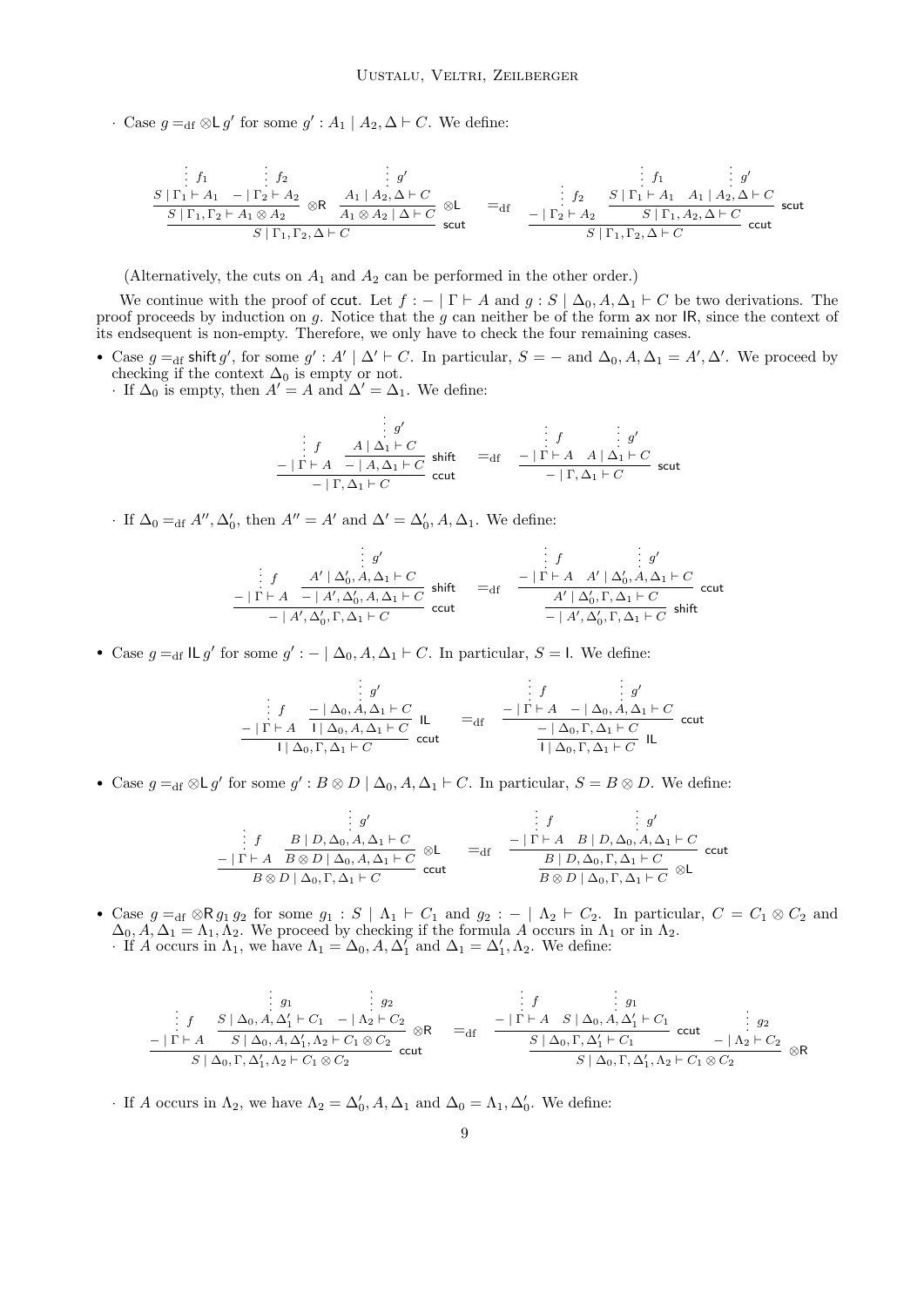· Case $g =_{\mathrm{df}} \otimes\mathsf{L}\, g'$ for some $g' : A_1 \mid A_2, \Delta \vdash C$. We define:

$$
\dfrac{\dfrac{\dfrac{\vdots\, f_1}{S \mid \Gamma_1 \vdash A_1} \quad \dfrac{\vdots\, f_2}{- \mid \Gamma_2 \vdash A_2}}{S \mid \Gamma_1, \Gamma_2 \vdash A_1 \otimes A_2}\,\otimes\mathsf{R} \quad \dfrac{\dfrac{\vdots\, g'}{A_1 \mid A_2, \Delta \vdash C}}{A_1 \otimes A_2 \mid \Delta \vdash C}\,\otimes\mathsf{L}}{S \mid \Gamma_1, \Gamma_2, \Delta \vdash C}\,\mathsf{scut}
\quad =_{\mathrm{df}} \quad
\dfrac{\dfrac{\vdots\, f_2}{- \mid \Gamma_2 \vdash A_2} \quad \dfrac{\dfrac{\vdots\, f_1}{S \mid \Gamma_1 \vdash A_1} \quad \dfrac{\vdots\, g'}{A_1 \mid A_2, \Delta \vdash C}}{S \mid \Gamma_1, A_2, \Delta \vdash C}\,\mathsf{scut}}{S \mid \Gamma_1, \Gamma_2, \Delta \vdash C}\,\mathsf{ccut}
$$

(Alternatively, the cuts on $A_1$ and $A_2$ can be performed in the other order.)

We continue with the proof of $\mathsf{ccut}$. Let $f : - \mid \Gamma \vdash A$ and $g : S \mid \Delta_0, A, \Delta_1 \vdash C$ be two derivations. The proof proceeds by induction on $g$. Notice that the $g$ can neither be of the form $\mathsf{ax}$ nor $\mathsf{IR}$, since the context of its endsequent is non-empty. Therefore, we only have to check the four remaining cases.

- Case $g =_{\mathrm{df}} \mathsf{shift}\, g'$, for some $g' : A' \mid \Delta' \vdash C$. In particular, $S = -$ and $\Delta_0, A, \Delta_1 = A', \Delta'$. We proceed by checking if the context $\Delta_0$ is empty or not.
  · If $\Delta_0$ is empty, then $A' = A$ and $\Delta' = \Delta_1$. We define:

$$
\dfrac{\dfrac{\vdots\, f}{- \mid \Gamma \vdash A} \quad \dfrac{\dfrac{\vdots\, g'}{A \mid \Delta_1 \vdash C}}{- \mid A, \Delta_1 \vdash C}\,\mathsf{shift}}{- \mid \Gamma, \Delta_1 \vdash C}\,\mathsf{ccut}
\quad =_{\mathrm{df}} \quad
\dfrac{\dfrac{\vdots\, f}{- \mid \Gamma \vdash A} \quad \dfrac{\vdots\, g'}{A \mid \Delta_1 \vdash C}}{- \mid \Gamma, \Delta_1 \vdash C}\,\mathsf{scut}
$$

  · If $\Delta_0 =_{\mathrm{df}} A'', \Delta'_0$, then $A'' = A'$ and $\Delta' = \Delta'_0, A, \Delta_1$. We define:

$$
\dfrac{\dfrac{\vdots\, f}{- \mid \Gamma \vdash A} \quad \dfrac{\dfrac{\vdots\, g'}{A' \mid \Delta'_0, A, \Delta_1 \vdash C}}{- \mid A', \Delta'_0, A, \Delta_1 \vdash C}\,\mathsf{shift}}{- \mid A', \Delta'_0, \Gamma, \Delta_1 \vdash C}\,\mathsf{ccut}
\quad =_{\mathrm{df}} \quad
\dfrac{\dfrac{\dfrac{\vdots\, f}{- \mid \Gamma \vdash A} \quad \dfrac{\vdots\, g'}{A' \mid \Delta'_0, A, \Delta_1 \vdash C}}{A' \mid \Delta'_0, \Gamma, \Delta_1 \vdash C}\,\mathsf{ccut}}{- \mid A', \Delta'_0, \Gamma, \Delta_1 \vdash C}\,\mathsf{shift}
$$

- Case $g =_{\mathrm{df}} \mathsf{IL}\, g'$ for some $g' : - \mid \Delta_0, A, \Delta_1 \vdash C$. In particular, $S = \mathsf{I}$. We define:

$$
\dfrac{\dfrac{\vdots\, f}{- \mid \Gamma \vdash A} \quad \dfrac{\dfrac{\vdots\, g'}{- \mid \Delta_0, A, \Delta_1 \vdash C}}{\mathsf{I} \mid \Delta_0, A, \Delta_1 \vdash C}\,\mathsf{IL}}{\mathsf{I} \mid \Delta_0, \Gamma, \Delta_1 \vdash C}\,\mathsf{ccut}
\quad =_{\mathrm{df}} \quad
\dfrac{\dfrac{\dfrac{\vdots\, f}{- \mid \Gamma \vdash A} \quad \dfrac{\vdots\, g'}{- \mid \Delta_0, A, \Delta_1 \vdash C}}{- \mid \Delta_0, \Gamma, \Delta_1 \vdash C}\,\mathsf{ccut}}{\mathsf{I} \mid \Delta_0, \Gamma, \Delta_1 \vdash C}\,\mathsf{IL}
$$

- Case $g =_{\mathrm{df}} \otimes\mathsf{L}\, g'$ for some $g' : B \otimes D \mid \Delta_0, A, \Delta_1 \vdash C$. In particular, $S = B \otimes D$. We define:

$$
\dfrac{\dfrac{\vdots\, f}{- \mid \Gamma \vdash A} \quad \dfrac{\dfrac{\vdots\, g'}{B \mid D, \Delta_0, A, \Delta_1 \vdash C}}{B \otimes D \mid \Delta_0, A, \Delta_1 \vdash C}\,\otimes\mathsf{L}}{B \otimes D \mid \Delta_0, \Gamma, \Delta_1 \vdash C}\,\mathsf{ccut}
\quad =_{\mathrm{df}} \quad
\dfrac{\dfrac{\dfrac{\vdots\, f}{- \mid \Gamma \vdash A} \quad \dfrac{\vdots\, g'}{B \mid D, \Delta_0, A, \Delta_1 \vdash C}}{B \mid D, \Delta_0, \Gamma, \Delta_1 \vdash C}\,\mathsf{ccut}}{B \otimes D \mid \Delta_0, \Gamma, \Delta_1 \vdash C}\,\otimes\mathsf{L}
$$

- Case $g =_{\mathrm{df}} \otimes\mathsf{R}\, g_1\, g_2$ for some $g_1 : S \mid \Lambda_1 \vdash C_1$ and $g_2 : - \mid \Lambda_2 \vdash C_2$. In particular, $C = C_1 \otimes C_2$ and $\Delta_0, A, \Delta_1 = \Lambda_1, \Lambda_2$. We proceed by checking if the formula $A$ occurs in $\Lambda_1$ or in $\Lambda_2$.
  · If $A$ occurs in $\Lambda_1$, we have $\Lambda_1 = \Delta_0, A, \Delta'_1$ and $\Delta_1 = \Delta'_1, \Lambda_2$. We define:

$$
\dfrac{\dfrac{\vdots\, f}{- \mid \Gamma \vdash A} \quad \dfrac{\dfrac{\vdots\, g_1}{S \mid \Delta_0, A, \Delta'_1 \vdash C_1} \quad \dfrac{\vdots\, g_2}{- \mid \Lambda_2 \vdash C_2}}{S \mid \Delta_0, A, \Delta'_1, \Lambda_2 \vdash C_1 \otimes C_2}\,\otimes\mathsf{R}}{S \mid \Delta_0, \Gamma, \Delta'_1, \Lambda_2 \vdash C_1 \otimes C_2}\,\mathsf{ccut}
\quad =_{\mathrm{df}} \quad
\dfrac{\dfrac{\dfrac{\vdots\, f}{- \mid \Gamma \vdash A} \quad \dfrac{\vdots\, g_1}{S \mid \Delta_0, A, \Delta'_1 \vdash C_1}}{S \mid \Delta_0, \Gamma, \Delta'_1 \vdash C_1}\,\mathsf{ccut} \quad \dfrac{\vdots\, g_2}{- \mid \Lambda_2 \vdash C_2}}{S \mid \Delta_0, \Gamma, \Delta'_1, \Lambda_2 \vdash C_1 \otimes C_2}\,\otimes\mathsf{R}
$$

  · If $A$ occurs in $\Lambda_2$, we have $\Lambda_2 = \Delta'_0, A, \Delta_1$ and $\Delta_0 = \Lambda_1, \Delta'_0$. We define: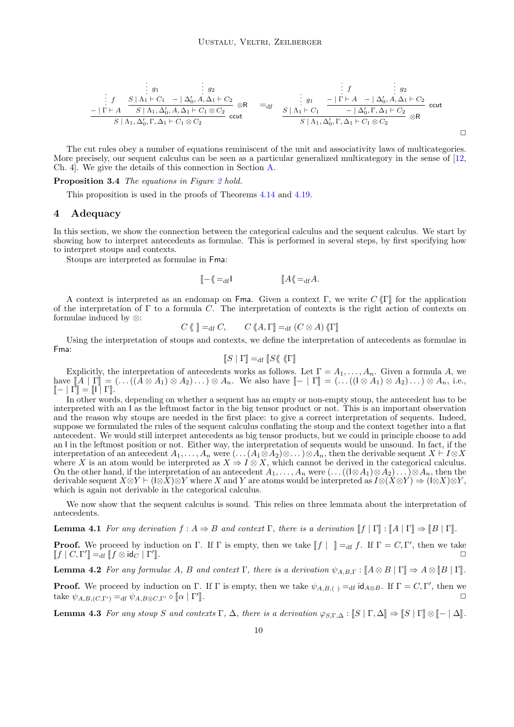$$
\dfrac{\dfrac{\vdots\, f}{- \mid \Gamma \vdash A} \quad \dfrac{\dfrac{\vdots\, g_1}{S \mid \Lambda_1 \vdash C_1} \quad \dfrac{\vdots\, g_2}{- \mid \Delta_0', A, \Delta_1 \vdash C_2}}{S \mid \Lambda_1, \Delta_0', A, \Delta_1 \vdash C_1 \otimes C_2}\,\otimes\mathsf{R}}{S \mid \Lambda_1, \Delta_0', \Gamma, \Delta_1 \vdash C_1 \otimes C_2}\,\mathsf{ccut}
\quad =_{\mathrm{df}} \quad
\dfrac{\dfrac{\vdots\, g_1}{S \mid \Lambda_1 \vdash C_1} \quad \dfrac{\dfrac{\vdots\, f}{- \mid \Gamma \vdash A} \quad \dfrac{\vdots\, g_2}{- \mid \Delta_0', A, \Delta_1 \vdash C_2}}{- \mid \Delta_0', \Gamma, \Delta_1 \vdash C_2}\,\mathsf{ccut}}{S \mid \Lambda_1, \Delta_0', \Gamma, \Delta_1 \vdash C_1 \otimes C_2}\,\otimes\mathsf{R}
$$

□

The cut rules obey a number of equations reminiscent of the unit and associativity laws of multicategories. More precisely, our sequent calculus can be seen as a particular generalized multicategory in the sense of [12, Ch. 4]. We give the details of this connection in Section A.

**Proposition 3.4** *The equations in Figure 2 hold.*

This proposition is used in the proofs of Theorems 4.14 and 4.19.

## 4 Adequacy

In this section, we show the connection between the categorical calculus and the sequent calculus. We start by showing how to interpret antecedents as formulae. This is performed in several steps, by first specifying how to interpret stoups and contexts.

Stoups are interpreted as formulae in $\mathsf{Fma}$:

$$
[\![ - \langle\!\langle =_{\mathrm{df}} \mathsf{I} \qquad\qquad [\![ A \langle\!\langle =_{\mathrm{df}} A.
$$

A context is interpreted as an endomap on $\mathsf{Fma}$. Given a context $\Gamma$, we write $C\,\langle\!\langle \Gamma ]\!]$ for the application of the interpretation of $\Gamma$ to a formula $C$. The interpretation of contexts is the right action of contexts on formulae induced by $\otimes$:

$$
C\,\langle\!\langle\ ]\!] =_{\mathrm{df}} C, \qquad C\,\langle\!\langle A, \Gamma ]\!] =_{\mathrm{df}} (C \otimes A)\,\langle\!\langle \Gamma ]\!]
$$

Using the interpretation of stoups and contexts, we define the interpretation of antecedents as formulae in $\mathsf{Fma}$:

$$
[\![ S \mid \Gamma ]\!] =_{\mathrm{df}} [\![ S \langle\!\langle\, \langle\!\langle \Gamma ]\!]
$$

Explicitly, the interpretation of antecedents works as follows. Let $\Gamma = A_1, \ldots, A_n$. Given a formula $A$, we have $[\![ A \mid \Gamma ]\!] = (\ldots((A \otimes A_1) \otimes A_2)\ldots) \otimes A_n$. We also have $[\![ - \mid \Gamma ]\!] = (\ldots((\mathsf{I} \otimes A_1) \otimes A_2)\ldots) \otimes A_n$, i.e., $[\![ - \mid \Gamma ]\!] = [\![ \mathsf{I} \mid \Gamma ]\!]$.

In other words, depending on whether a sequent has an empty or non-empty stoup, the antecedent has to be interpreted with an $\mathsf{I}$ as the leftmost factor in the big tensor product or not. This is an important observation and the reason why stoups are needed in the first place: to give a correct interpretation of sequents. Indeed, suppose we formulated the rules of the sequent calculus conflating the stoup and the context together into a flat antecedent. We would still interpret antecedents as big tensor products, but we could in principle choose to add an $\mathsf{I}$ in the leftmost position or not. Either way, the interpretation of sequents would be unsound. In fact, if the interpretation of an antecedent $A_1, \ldots, A_n$ were $(\ldots(A_1 \otimes A_2) \otimes \ldots) \otimes A_n$, then the derivable sequent $X \vdash I \otimes X$ where $X$ is an atom would be interpreted as $X \Rightarrow I \otimes X$, which cannot be derived in the categorical calculus. On the other hand, if the interpretation of an antecedent $A_1, \ldots, A_n$ were $(\ldots((\mathsf{I} \otimes A_1) \otimes A_2)\ldots) \otimes A_n$, then the derivable sequent $X \otimes Y \vdash (\mathsf{I} \otimes X) \otimes Y$ where $X$ and $Y$ are atoms would be interpreted as $I \otimes (X \otimes Y) \Rightarrow (\mathsf{I} \otimes X) \otimes Y$, which is again not derivable in the categorical calculus.

We now show that the sequent calculus is sound. This relies on three lemmata about the interpretation of antecedents.

**Lemma 4.1** *For any derivation $f : A \Rightarrow B$ and context $\Gamma$, there is a derivation $[\![ f \mid \Gamma ]\!] : [\![ A \mid \Gamma ]\!] \Rightarrow [\![ B \mid \Gamma ]\!]$.*

**Proof.** We proceed by induction on $\Gamma$. If $\Gamma$ is empty, then we take $[\![ f \mid\ ]\!] =_{\mathrm{df}} f$. If $\Gamma = C, \Gamma'$, then we take $[\![ f \mid C, \Gamma' ]\!] =_{\mathrm{df}} [\![ f \otimes \mathsf{id}_C \mid \Gamma' ]\!]$. □

**Lemma 4.2** *For any formulae $A$, $B$ and context $\Gamma$, there is a derivation $\psi_{A,B,\Gamma} : [\![ A \otimes B \mid \Gamma ]\!] \Rightarrow A \otimes [\![ B \mid \Gamma ]\!]$.*

**Proof.** We proceed by induction on $\Gamma$. If $\Gamma$ is empty, then we take $\psi_{A,B,(\,)} =_{\mathrm{df}} \mathsf{id}_{A \otimes B}$. If $\Gamma = C, \Gamma'$, then we take $\psi_{A,B,(C,\Gamma')} =_{\mathrm{df}} \psi_{A,B \otimes C,\Gamma'} \circ [\![ \alpha \mid \Gamma' ]\!]$. □

**Lemma 4.3** *For any stoup $S$ and contexts $\Gamma$, $\Delta$, there is a derivation $\varphi_{S,\Gamma,\Delta} : [\![ S \mid \Gamma, \Delta ]\!] \Rightarrow [\![ S \mid \Gamma ]\!] \otimes [\![ - \mid \Delta ]\!]$.*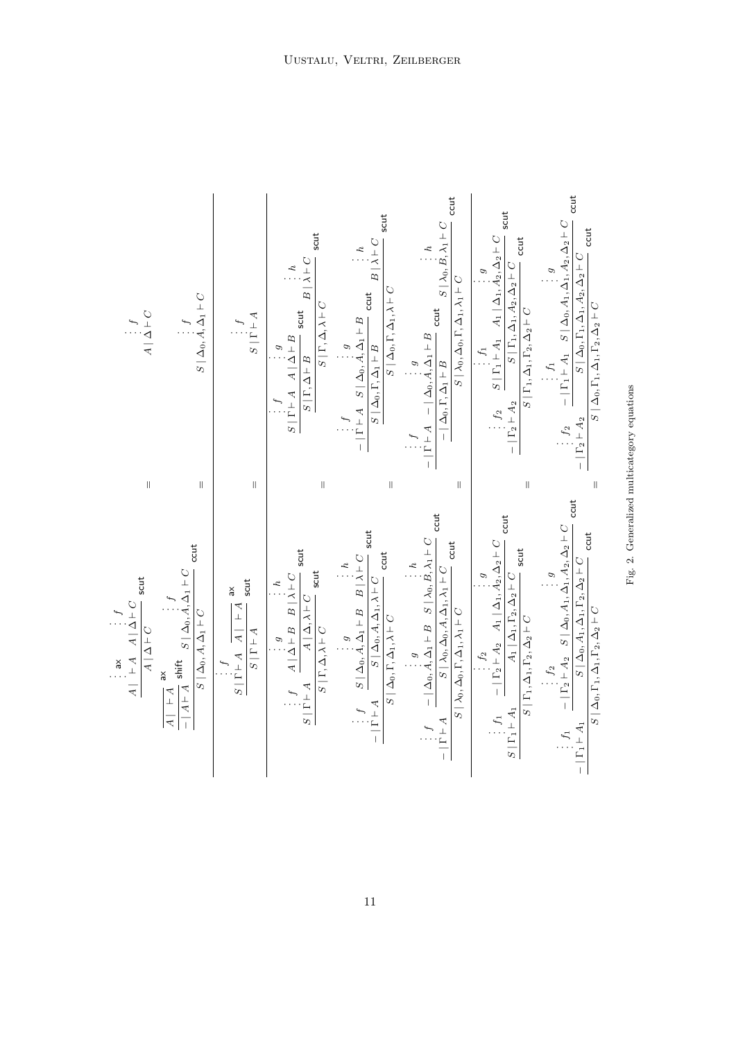$$
\frac{\overline{A \mid\ \vdash A}\;\mathsf{ax} \qquad \overset{f}{\vdots}\; A \mid \Delta \vdash C}{A \mid \Delta \vdash C}\;\mathsf{scut}
\quad = \quad
\overset{f}{\vdots}\; A \mid \Delta \vdash C
$$

$$
\frac{\dfrac{\overline{A \mid\ \vdash A}\;\mathsf{ax}}{- \mid A \vdash A}\;\mathsf{shift} \qquad \overset{f}{\vdots}\; S \mid \Delta_0, A, \Delta_1 \vdash C}{S \mid \Delta_0, A, \Delta_1 \vdash C}\;\mathsf{ccut}
\quad = \quad
\overset{f}{\vdots}\; S \mid \Delta_0, A, \Delta_1 \vdash C
$$

$$
\frac{\overset{f}{\vdots}\; S \mid \Gamma \vdash A \qquad \overline{A \mid\ \vdash A}\;\mathsf{ax}}{S \mid \Gamma \vdash A}\;\mathsf{scut}
\quad = \quad
\overset{f}{\vdots}\; S \mid \Gamma \vdash A
$$

$$
\frac{\overset{f}{\vdots}\; S \mid \Gamma \vdash A \qquad \dfrac{\overset{g}{\vdots}\; A \mid \Delta \vdash B \qquad \overset{h}{\vdots}\; B \mid \lambda \vdash C}{A \mid \Delta, \lambda \vdash C}\;\mathsf{scut}}{S \mid \Gamma, \Delta, \lambda \vdash C}\;\mathsf{scut}
\quad = \quad
\frac{\dfrac{\overset{f}{\vdots}\; S \mid \Gamma \vdash A \qquad \overset{g}{\vdots}\; A \mid \Delta \vdash B}{S \mid \Gamma, \Delta \vdash B}\;\mathsf{scut} \qquad \overset{h}{\vdots}\; B \mid \lambda \vdash C}{S \mid \Gamma, \Delta, \lambda \vdash C}\;\mathsf{scut}
$$

$$
\frac{\overset{f}{\vdots}\; - \mid \Gamma \vdash A \qquad \dfrac{\overset{g}{\vdots}\; S \mid \Delta_0, A, \Delta_1 \vdash B \qquad \overset{h}{\vdots}\; B \mid \lambda \vdash C}{S \mid \Delta_0, A, \Delta_1, \lambda \vdash C}\;\mathsf{scut}}{S \mid \Delta_0, \Gamma, \Delta_1, \lambda \vdash C}\;\mathsf{ccut}
\quad = \quad
\frac{\dfrac{\overset{f}{\vdots}\; - \mid \Gamma \vdash A \qquad \overset{g}{\vdots}\; S \mid \Delta_0, A, \Delta_1 \vdash B}{S \mid \Delta_0, \Gamma, \Delta_1 \vdash B}\;\mathsf{ccut} \qquad \overset{h}{\vdots}\; B \mid \lambda \vdash C}{S \mid \Delta_0, \Gamma, \Delta_1, \lambda \vdash C}\;\mathsf{scut}
$$

$$
\frac{\overset{f}{\vdots}\; - \mid \Gamma \vdash A \qquad \dfrac{\overset{g}{\vdots}\; - \mid \Delta_0, A, \Delta_1 \vdash B \qquad \overset{h}{\vdots}\; S \mid \lambda_0, B, \lambda_1 \vdash C}{S \mid \lambda_0, \Delta_0, A, \Delta_1, \lambda_1 \vdash C}\;\mathsf{ccut}}{S \mid \lambda_0, \Delta_0, \Gamma, \Delta_1, \lambda_1 \vdash C}\;\mathsf{ccut}
\quad = \quad
\frac{\dfrac{\overset{f}{\vdots}\; - \mid \Gamma \vdash A \qquad \overset{g}{\vdots}\; - \mid \Delta_0, A, \Delta_1 \vdash B}{- \mid \Delta_0, \Gamma, \Delta_1 \vdash B}\;\mathsf{ccut} \qquad \overset{h}{\vdots}\; S \mid \lambda_0, B, \lambda_1 \vdash C}{S \mid \lambda_0, \Delta_0, \Gamma, \Delta_1, \lambda_1 \vdash C}\;\mathsf{ccut}
$$

$$
\frac{\overset{f_1}{\vdots}\; S \mid \Gamma_1 \vdash A_1 \qquad \dfrac{\overset{f_2}{\vdots}\; - \mid \Gamma_2 \vdash A_2 \qquad \overset{g}{\vdots}\; A_1 \mid \Delta_1, A_2, \Delta_2 \vdash C}{A_1 \mid \Delta_1, \Gamma_2, \Delta_2 \vdash C}\;\mathsf{ccut}}{S \mid \Gamma_1, \Delta_1, \Gamma_2, \Delta_2 \vdash C}\;\mathsf{scut}
\quad = \quad
\frac{\overset{f_2}{\vdots}\; - \mid \Gamma_2 \vdash A_2 \qquad \dfrac{\overset{f_1}{\vdots}\; S \mid \Gamma_1 \vdash A_1 \qquad \overset{g}{\vdots}\; A_1 \mid \Delta_1, A_2, \Delta_2 \vdash C}{S \mid \Gamma_1, \Delta_1, A_2, \Delta_2 \vdash C}\;\mathsf{scut}}{S \mid \Gamma_1, \Delta_1, \Gamma_2, \Delta_2 \vdash C}\;\mathsf{ccut}
$$

$$
\frac{\overset{f_1}{\vdots}\; - \mid \Gamma_1 \vdash A_1 \qquad \dfrac{\overset{f_2}{\vdots}\; - \mid \Gamma_2 \vdash A_2 \qquad \overset{g}{\vdots}\; S \mid \Delta_0, A_1, \Delta_1, A_2, \Delta_2 \vdash C}{S \mid \Delta_0, A_1, \Delta_1, \Gamma_2, \Delta_2 \vdash C}\;\mathsf{ccut}}{S \mid \Delta_0, \Gamma_1, \Delta_1, \Gamma_2, \Delta_2 \vdash C}\;\mathsf{ccut}
\quad = \quad
\frac{\overset{f_2}{\vdots}\; - \mid \Gamma_2 \vdash A_2 \qquad \dfrac{\overset{f_1}{\vdots}\; - \mid \Gamma_1 \vdash A_1 \qquad \overset{g}{\vdots}\; S \mid \Delta_0, A_1, \Delta_1, A_2, \Delta_2 \vdash C}{S \mid \Delta_0, \Gamma_1, \Delta_1, A_2, \Delta_2 \vdash C}\;\mathsf{ccut}}{S \mid \Delta_0, \Gamma_1, \Delta_1, \Gamma_2, \Delta_2 \vdash C}\;\mathsf{ccut}
$$

Fig. 2. Generalized multicategory equations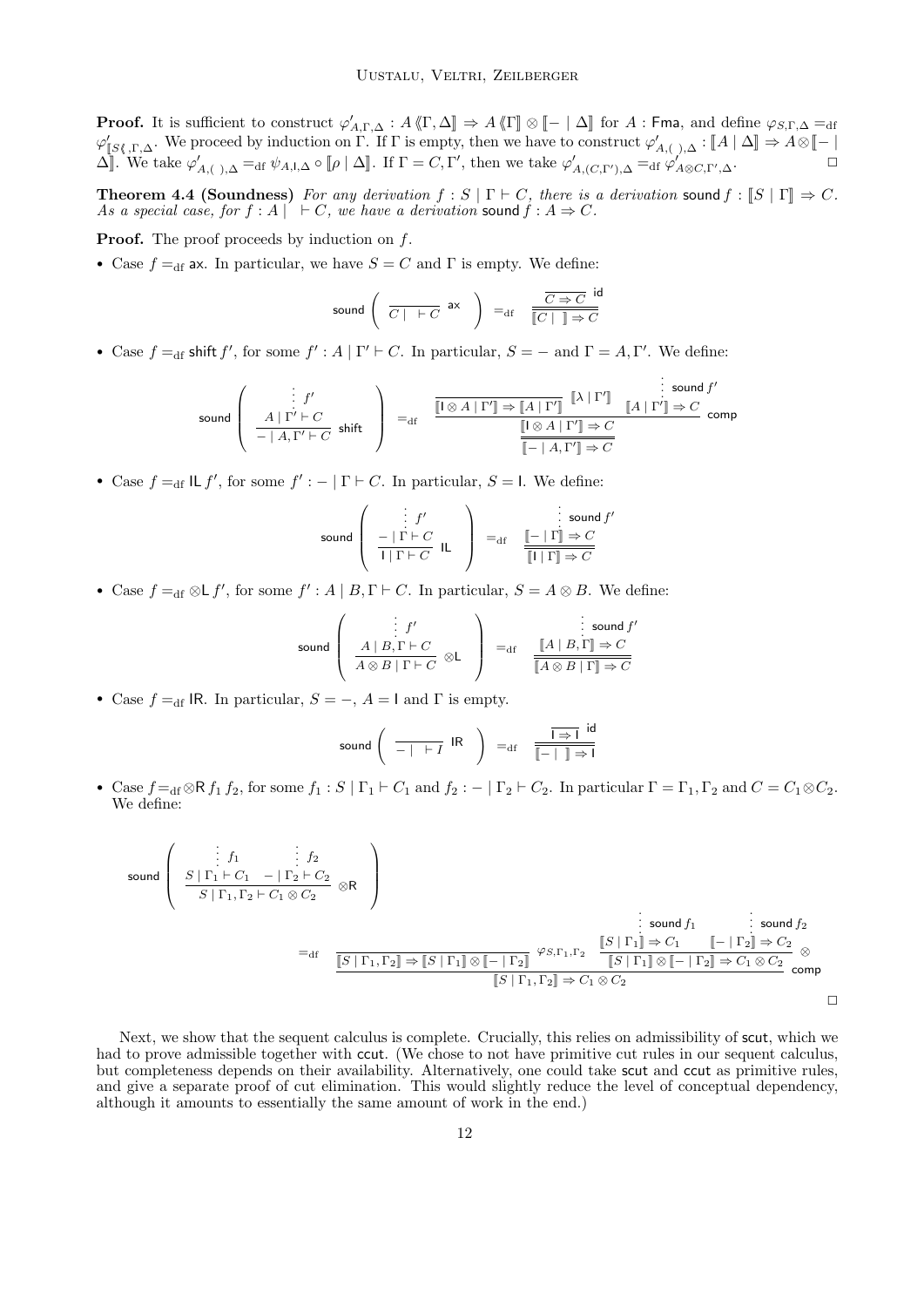**Proof.** It is sufficient to construct $\varphi'_{A,\Gamma,\Delta} : A \langle\!\langle \Gamma, \Delta \rrbracket \Rightarrow A \langle\!\langle \Gamma \rrbracket \otimes \llbracket - \mid \Delta \rrbracket$ for $A : \mathsf{Fma}$, and define $\varphi_{S,\Gamma,\Delta} =_{\mathrm{df}} \varphi'_{\llbracket S \langle\!\langle\, ,\Gamma,\Delta}$. We proceed by induction on $\Gamma$. If $\Gamma$ is empty, then we have to construct $\varphi'_{A,(\,),\Delta} : \llbracket A \mid \Delta \rrbracket \Rightarrow A \otimes \llbracket - \mid \Delta \rrbracket$. We take $\varphi'_{A,(\,),\Delta} =_{\mathrm{df}} \psi_{A,\mathsf{I},\Delta} \circ \llbracket \rho \mid \Delta \rrbracket$. If $\Gamma = C, \Gamma'$, then we take $\varphi'_{A,(C,\Gamma'),\Delta} =_{\mathrm{df}} \varphi'_{A \otimes C, \Gamma', \Delta}$. $\square$

**Theorem 4.4 (Soundness)** *For any derivation $f : S \mid \Gamma \vdash C$, there is a derivation $\mathsf{sound}\, f : \llbracket S \mid \Gamma \rrbracket \Rightarrow C$. As a special case, for $f : A \mid \; \vdash C$, we have a derivation $\mathsf{sound}\, f : A \Rightarrow C$.*

**Proof.** The proof proceeds by induction on $f$.

- Case $f =_{\mathrm{df}} \mathsf{ax}$. In particular, we have $S = C$ and $\Gamma$ is empty. We define:

$$\mathsf{sound}\left( \frac{}{C \mid \; \vdash C}\,\mathsf{ax} \right) =_{\mathrm{df}} \frac{\overline{C \Rightarrow C}\;\mathsf{id}}{\overline{\overline{\llbracket C \mid \; \rrbracket \Rightarrow C}}}$$

- Case $f =_{\mathrm{df}} \mathsf{shift}\, f'$, for some $f' : A \mid \Gamma' \vdash C$. In particular, $S = -$ and $\Gamma = A, \Gamma'$. We define:

$$\mathsf{sound}\left( \frac{\begin{array}{c}\vdots\; f' \\ A \mid \Gamma' \vdash C\end{array}}{- \mid A, \Gamma' \vdash C}\,\mathsf{shift} \right) =_{\mathrm{df}} \frac{\dfrac{\overline{\llbracket \mathsf{I} \otimes A \mid \Gamma' \rrbracket \Rightarrow \llbracket A \mid \Gamma' \rrbracket}\;\llbracket \lambda \mid \Gamma' \rrbracket \qquad \begin{array}{c}\vdots\; \mathsf{sound}\, f' \\ \llbracket A \mid \Gamma' \rrbracket \Rightarrow C\end{array}}{\llbracket \mathsf{I} \otimes A \mid \Gamma' \rrbracket \Rightarrow C}\,\mathsf{comp}}{\overline{\overline{\llbracket - \mid A, \Gamma' \rrbracket \Rightarrow C}}}$$

- Case $f =_{\mathrm{df}} \mathsf{IL}\, f'$, for some $f' : - \mid \Gamma \vdash C$. In particular, $S = \mathsf{I}$. We define:

$$\mathsf{sound}\left( \frac{\begin{array}{c}\vdots\; f' \\ - \mid \Gamma \vdash C\end{array}}{\mathsf{I} \mid \Gamma \vdash C}\,\mathsf{IL} \right) =_{\mathrm{df}} \frac{\begin{array}{c}\vdots\; \mathsf{sound}\, f' \\ \llbracket - \mid \Gamma \rrbracket \Rightarrow C\end{array}}{\overline{\overline{\llbracket \mathsf{I} \mid \Gamma \rrbracket \Rightarrow C}}}$$

- Case $f =_{\mathrm{df}} \otimes\mathsf{L}\, f'$, for some $f' : A \mid B, \Gamma \vdash C$. In particular, $S = A \otimes B$. We define:

$$\mathsf{sound}\left( \frac{\begin{array}{c}\vdots\; f' \\ A \mid B, \Gamma \vdash C\end{array}}{A \otimes B \mid \Gamma \vdash C}\,\otimes\mathsf{L} \right) =_{\mathrm{df}} \frac{\begin{array}{c}\vdots\; \mathsf{sound}\, f' \\ \llbracket A \mid B, \Gamma \rrbracket \Rightarrow C\end{array}}{\overline{\overline{\llbracket A \otimes B \mid \Gamma \rrbracket \Rightarrow C}}}$$

- Case $f =_{\mathrm{df}} \mathsf{IR}$. In particular, $S = -$, $A = \mathsf{I}$ and $\Gamma$ is empty.

$$\mathsf{sound}\left( \frac{}{- \mid \; \vdash I}\,\mathsf{IR} \right) =_{\mathrm{df}} \frac{\overline{\mathsf{I} \Rightarrow \mathsf{I}}\;\mathsf{id}}{\overline{\overline{\llbracket - \mid \; \rrbracket \Rightarrow \mathsf{I}}}}$$

- Case $f =_{\mathrm{df}} \otimes\mathsf{R}\, f_1\, f_2$, for some $f_1 : S \mid \Gamma_1 \vdash C_1$ and $f_2 : - \mid \Gamma_2 \vdash C_2$. In particular $\Gamma = \Gamma_1, \Gamma_2$ and $C = C_1 \otimes C_2$. We define:

$$\mathsf{sound}\left( \frac{\begin{array}{c}\vdots\; f_1 \\ S \mid \Gamma_1 \vdash C_1\end{array} \quad \begin{array}{c}\vdots\; f_2 \\ - \mid \Gamma_2 \vdash C_2\end{array}}{S \mid \Gamma_1, \Gamma_2 \vdash C_1 \otimes C_2}\,\otimes\mathsf{R} \right)$$

$$=_{\mathrm{df}} \frac{\overline{\llbracket S \mid \Gamma_1, \Gamma_2 \rrbracket \Rightarrow \llbracket S \mid \Gamma_1 \rrbracket \otimes \llbracket - \mid \Gamma_2 \rrbracket}\;\varphi_{S,\Gamma_1,\Gamma_2} \qquad \dfrac{\begin{array}{c}\vdots\; \mathsf{sound}\, f_1 \\ \llbracket S \mid \Gamma_1 \rrbracket \Rightarrow C_1\end{array} \quad \begin{array}{c}\vdots\; \mathsf{sound}\, f_2 \\ \llbracket - \mid \Gamma_2 \rrbracket \Rightarrow C_2\end{array}}{\llbracket S \mid \Gamma_1 \rrbracket \otimes \llbracket - \mid \Gamma_2 \rrbracket \Rightarrow C_1 \otimes C_2}\,\otimes}{\llbracket S \mid \Gamma_1, \Gamma_2 \rrbracket \Rightarrow C_1 \otimes C_2}\,\mathsf{comp}$$

$\square$

Next, we show that the sequent calculus is complete. Crucially, this relies on admissibility of $\mathsf{scut}$, which we had to prove admissible together with $\mathsf{ccut}$. (We chose to not have primitive cut rules in our sequent calculus, but completeness depends on their availability. Alternatively, one could take $\mathsf{scut}$ and $\mathsf{ccut}$ as primitive rules, and give a separate proof of cut elimination. This would slightly reduce the level of conceptual dependency, although it amounts to essentially the same amount of work in the end.)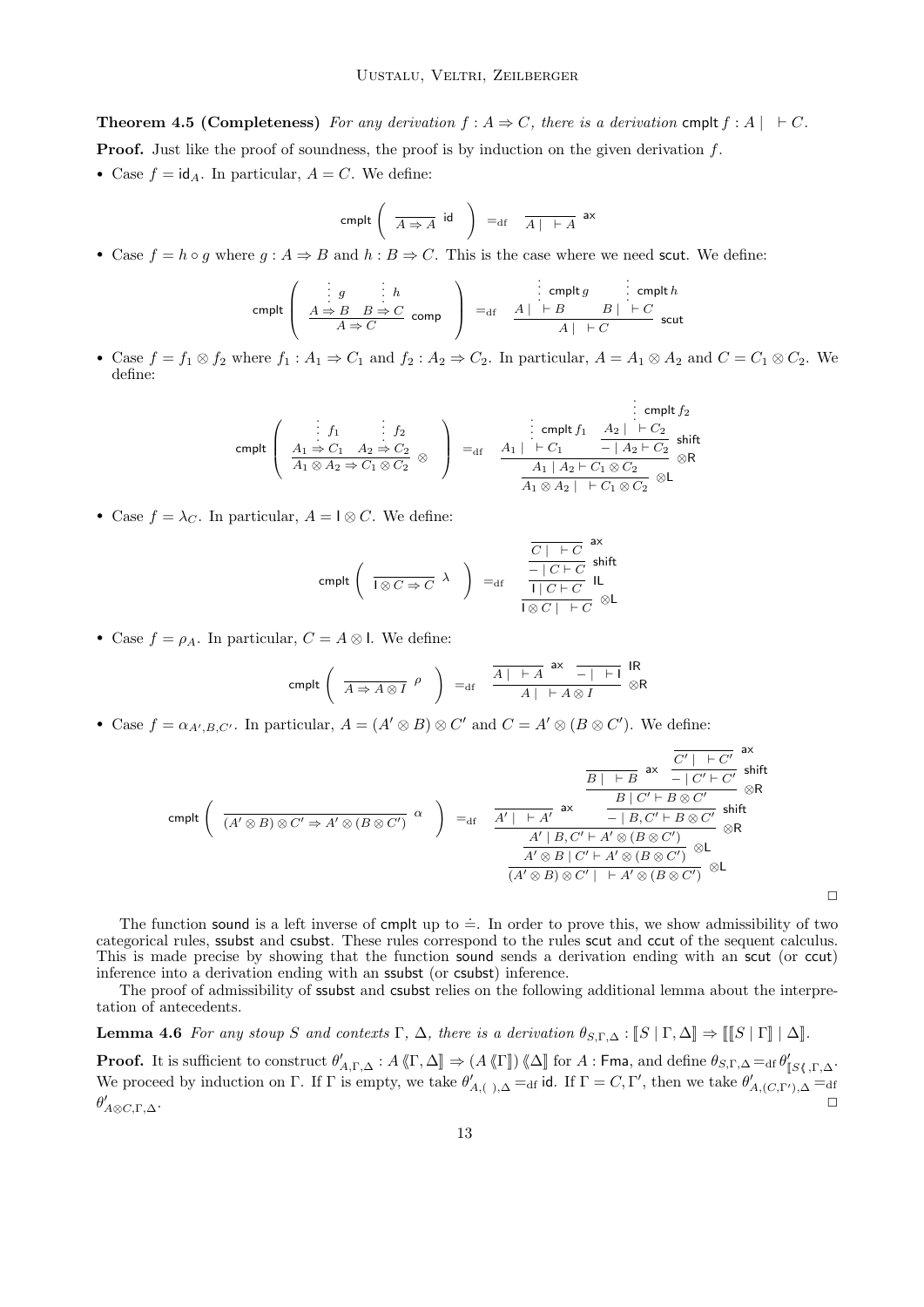**Theorem 4.5 (Completeness)** *For any derivation $f : A \Rightarrow C$, there is a derivation* $\mathsf{cmplt}\, f : A \mid \ \vdash C$.

**Proof.** Just like the proof of soundness, the proof is by induction on the given derivation $f$.

- Case $f = \mathsf{id}_A$. In particular, $A = C$. We define:

$$\mathsf{cmplt}\left( \frac{}{A \Rightarrow A}\ \mathsf{id} \right) =_{\mathrm{df}} \frac{}{A \mid \ \vdash A}\ \mathsf{ax}$$

- Case $f = h \circ g$ where $g : A \Rightarrow B$ and $h : B \Rightarrow C$. This is the case where we need $\mathsf{scut}$. We define:

$$\mathsf{cmplt}\left( \frac{\overset{\vdots\, g}{A \Rightarrow B} \quad \overset{\vdots\, h}{B \Rightarrow C}}{A \Rightarrow C}\ \mathsf{comp} \right) =_{\mathrm{df}} \frac{\overset{\vdots\, \mathsf{cmplt}\, g}{A \mid \ \vdash B} \quad \overset{\vdots\, \mathsf{cmplt}\, h}{B \mid \ \vdash C}}{A \mid \ \vdash C}\ \mathsf{scut}$$

- Case $f = f_1 \otimes f_2$ where $f_1 : A_1 \Rightarrow C_1$ and $f_2 : A_2 \Rightarrow C_2$. In particular, $A = A_1 \otimes A_2$ and $C = C_1 \otimes C_2$. We define:

$$\mathsf{cmplt}\left( \frac{\overset{\vdots\, f_1}{A_1 \Rightarrow C_1} \quad \overset{\vdots\, f_2}{A_2 \Rightarrow C_2}}{A_1 \otimes A_2 \Rightarrow C_1 \otimes C_2}\ \otimes \right) =_{\mathrm{df}} \frac{\dfrac{\overset{\vdots\, \mathsf{cmplt}\, f_1}{A_1 \mid \ \vdash C_1} \quad \dfrac{\overset{\vdots\, \mathsf{cmplt}\, f_2}{A_2 \mid \ \vdash C_2}}{- \mid A_2 \vdash C_2}\ \mathsf{shift}}{A_1 \mid A_2 \vdash C_1 \otimes C_2}\ \otimes\mathsf{R}}{A_1 \otimes A_2 \mid \ \vdash C_1 \otimes C_2}\ \otimes\mathsf{L}$$

- Case $f = \lambda_C$. In particular, $A = \mathsf{I} \otimes C$. We define:

$$\mathsf{cmplt}\left( \frac{}{\mathsf{I} \otimes C \Rightarrow C}\ \lambda \right) =_{\mathrm{df}} \frac{\dfrac{\dfrac{\dfrac{}{C \mid \ \vdash C}\ \mathsf{ax}}{- \mid C \vdash C}\ \mathsf{shift}}{\mathsf{I} \mid C \vdash C}\ \mathsf{IL}}{\mathsf{I} \otimes C \mid \ \vdash C}\ \otimes\mathsf{L}$$

- Case $f = \rho_A$. In particular, $C = A \otimes \mathsf{I}$. We define:

$$\mathsf{cmplt}\left( \frac{}{A \Rightarrow A \otimes I}\ \rho \right) =_{\mathrm{df}} \frac{\dfrac{}{A \mid \ \vdash A}\ \mathsf{ax} \quad \dfrac{}{- \mid \ \vdash \mathsf{I}}\ \mathsf{IR}}{A \mid \ \vdash A \otimes I}\ \otimes\mathsf{R}$$

- Case $f = \alpha_{A',B,C'}$. In particular, $A = (A' \otimes B) \otimes C'$ and $C = A' \otimes (B \otimes C')$. We define:

$$\mathsf{cmplt}\left( \frac{}{(A' \otimes B) \otimes C' \Rightarrow A' \otimes (B \otimes C')}\ \alpha \right) =_{\mathrm{df}} \frac{\dfrac{\dfrac{\dfrac{}{A' \mid \ \vdash A'}\ \mathsf{ax} \quad \dfrac{\dfrac{\dfrac{}{B \mid \ \vdash B}\ \mathsf{ax} \quad \dfrac{\dfrac{}{C' \mid \ \vdash C'}\ \mathsf{ax}}{- \mid C' \vdash C'}\ \mathsf{shift}}{B \mid C' \vdash B \otimes C'}\ \otimes\mathsf{R}}{- \mid B, C' \vdash B \otimes C'}\ \mathsf{shift}}{A' \mid B, C' \vdash A' \otimes (B \otimes C')}\ \otimes\mathsf{R}}{A' \otimes B \mid C' \vdash A' \otimes (B \otimes C')}\ \otimes\mathsf{L}}{(A' \otimes B) \otimes C' \mid \ \vdash A' \otimes (B \otimes C')}\ \otimes\mathsf{L}$$

□

The function $\mathsf{sound}$ is a left inverse of $\mathsf{cmplt}$ up to $\doteq$. In order to prove this, we show admissibility of two categorical rules, $\mathsf{ssubst}$ and $\mathsf{csubst}$. These rules correspond to the rules $\mathsf{scut}$ and $\mathsf{ccut}$ of the sequent calculus. This is made precise by showing that the function $\mathsf{sound}$ sends a derivation ending with an $\mathsf{scut}$ (or $\mathsf{ccut}$) inference into a derivation ending with an $\mathsf{ssubst}$ (or $\mathsf{csubst}$) inference.

The proof of admissibility of $\mathsf{ssubst}$ and $\mathsf{csubst}$ relies on the following additional lemma about the interpretation of antecedents.

**Lemma 4.6** *For any stoup $S$ and contexts $\Gamma$, $\Delta$, there is a derivation $\theta_{S,\Gamma,\Delta} : [\![S \mid \Gamma, \Delta]\!] \Rightarrow [\![ [\![S \mid \Gamma]\!] \mid \Delta]\!]$.*

**Proof.** It is sufficient to construct $\theta'_{A,\Gamma,\Delta} : A \langle\!\langle \Gamma, \Delta \rangle\!\rangle \Rightarrow (A \langle\!\langle \Gamma \rangle\!\rangle) \langle\!\langle \Delta \rangle\!\rangle$ for $A : \mathsf{Fma}$, and define $\theta_{S,\Gamma,\Delta} =_{\mathrm{df}} \theta'_{[\![S \langle\!\langle\, ,\Gamma,\Delta}$. We proceed by induction on $\Gamma$. If $\Gamma$ is empty, we take $\theta'_{A,(\ ),\Delta} =_{\mathrm{df}} \mathsf{id}$. If $\Gamma = C, \Gamma'$, then we take $\theta'_{A,(C,\Gamma'),\Delta} =_{\mathrm{df}} \theta'_{A \otimes C,\Gamma,\Delta}$. □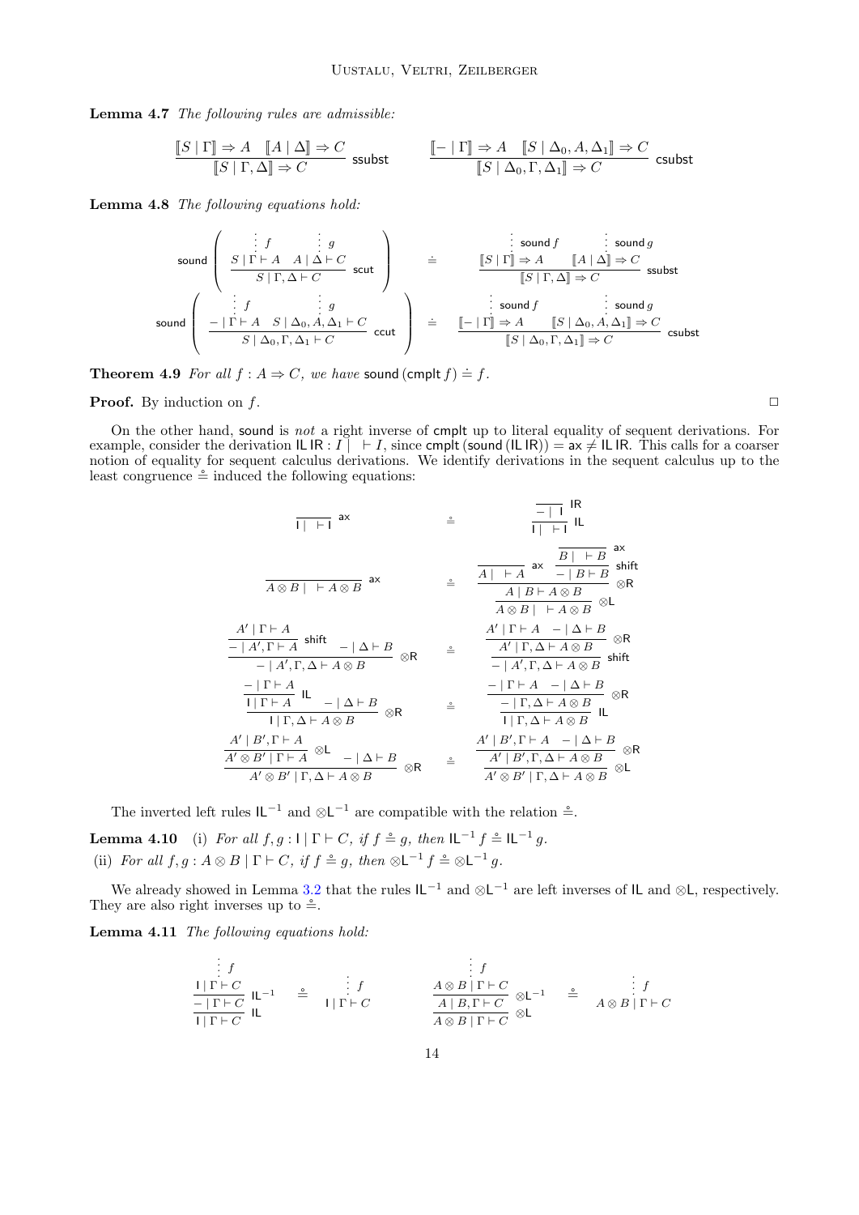**Lemma 4.7** *The following rules are admissible:*

$$\frac{[\![S \mid \Gamma]\!] \Rightarrow A \quad [\![A \mid \Delta]\!] \Rightarrow C}{[\![S \mid \Gamma, \Delta]\!] \Rightarrow C}\ \mathsf{ssubst} \qquad \frac{[\![- \mid \Gamma]\!] \Rightarrow A \quad [\![S \mid \Delta_0, A, \Delta_1]\!] \Rightarrow C}{[\![S \mid \Delta_0, \Gamma, \Delta_1]\!] \Rightarrow C}\ \mathsf{csubst}$$

**Lemma 4.8** *The following equations hold:*

$$\mathsf{sound}\left(\frac{\begin{matrix}\vdots\, f \\ S \mid \Gamma \vdash A\end{matrix} \quad \begin{matrix}\vdots\, g \\ A \mid \Delta \vdash C\end{matrix}}{S \mid \Gamma, \Delta \vdash C}\ \mathsf{scut}\right) \doteq \frac{\begin{matrix}\vdots\, \mathsf{sound}\, f \\ [\![S \mid \Gamma]\!] \Rightarrow A\end{matrix} \quad \begin{matrix}\vdots\, \mathsf{sound}\, g \\ [\![A \mid \Delta]\!] \Rightarrow C\end{matrix}}{[\![S \mid \Gamma, \Delta]\!] \Rightarrow C}\ \mathsf{ssubst}$$

$$\mathsf{sound}\left(\frac{\begin{matrix}\vdots\, f \\ - \mid \Gamma \vdash A\end{matrix} \quad \begin{matrix}\vdots\, g \\ S \mid \Delta_0, A, \Delta_1 \vdash C\end{matrix}}{S \mid \Delta_0, \Gamma, \Delta_1 \vdash C}\ \mathsf{ccut}\right) \doteq \frac{\begin{matrix}\vdots\, \mathsf{sound}\, f \\ [\![- \mid \Gamma]\!] \Rightarrow A\end{matrix} \quad \begin{matrix}\vdots\, \mathsf{sound}\, g \\ [\![S \mid \Delta_0, A, \Delta_1]\!] \Rightarrow C\end{matrix}}{[\![S \mid \Delta_0, \Gamma, \Delta_1]\!] \Rightarrow C}\ \mathsf{csubst}$$

**Theorem 4.9** *For all $f : A \Rightarrow C$, we have $\mathsf{sound}\,(\mathsf{cmplt}\, f) \doteq f$.*

**Proof.** By induction on $f$. ◻

On the other hand, $\mathsf{sound}$ is *not* a right inverse of $\mathsf{cmplt}$ up to literal equality of sequent derivations. For example, consider the derivation $\mathsf{IL}\,\mathsf{IR} : I \mid\ \vdash I$, since $\mathsf{cmplt}\,(\mathsf{sound}\,(\mathsf{IL}\,\mathsf{IR})) = \mathsf{ax} \neq \mathsf{IL}\,\mathsf{IR}$. This calls for a coarser notion of equality for sequent calculus derivations. We identify derivations in the sequent calculus up to the least congruence $\stackrel{\circ}{=}$ induced the following equations:

$$\frac{}{\mathsf{I} \mid\ \vdash \mathsf{I}}\ \mathsf{ax} \quad \stackrel{\circ}{=} \quad \frac{\dfrac{}{- \mid\ \vdash \mathsf{I}}\ \mathsf{IR}}{\mathsf{I} \mid\ \vdash \mathsf{I}}\ \mathsf{IL}$$

$$\frac{}{A \otimes B \mid\ \vdash A \otimes B}\ \mathsf{ax} \quad \stackrel{\circ}{=} \quad \frac{\dfrac{\dfrac{}{A \mid\ \vdash A}\ \mathsf{ax} \quad \dfrac{\dfrac{}{B \mid\ \vdash B}\ \mathsf{ax}}{- \mid B \vdash B}\ \mathsf{shift}}{A \mid B \vdash A \otimes B}\ \otimes\mathsf{R}}{A \otimes B \mid\ \vdash A \otimes B}\ \otimes\mathsf{L}$$

$$\frac{\dfrac{A' \mid \Gamma \vdash A}{- \mid A', \Gamma \vdash A}\ \mathsf{shift} \quad - \mid \Delta \vdash B}{- \mid A', \Gamma, \Delta \vdash A \otimes B}\ \otimes\mathsf{R} \quad \stackrel{\circ}{=} \quad \frac{\dfrac{A' \mid \Gamma \vdash A \quad - \mid \Delta \vdash B}{A' \mid \Gamma, \Delta \vdash A \otimes B}\ \otimes\mathsf{R}}{- \mid A', \Gamma, \Delta \vdash A \otimes B}\ \mathsf{shift}$$

$$\frac{\dfrac{- \mid \Gamma \vdash A}{\mathsf{I} \mid \Gamma \vdash A}\ \mathsf{IL} \quad - \mid \Delta \vdash B}{\mathsf{I} \mid \Gamma, \Delta \vdash A \otimes B}\ \otimes\mathsf{R} \quad \stackrel{\circ}{=} \quad \frac{\dfrac{- \mid \Gamma \vdash A \quad - \mid \Delta \vdash B}{- \mid \Gamma, \Delta \vdash A \otimes B}\ \otimes\mathsf{R}}{\mathsf{I} \mid \Gamma, \Delta \vdash A \otimes B}\ \mathsf{IL}$$

$$\frac{\dfrac{A' \mid B', \Gamma \vdash A}{A' \otimes B' \mid \Gamma \vdash A}\ \otimes\mathsf{L} \quad - \mid \Delta \vdash B}{A' \otimes B' \mid \Gamma, \Delta \vdash A \otimes B}\ \otimes\mathsf{R} \quad \stackrel{\circ}{=} \quad \frac{\dfrac{A' \mid B', \Gamma \vdash A \quad - \mid \Delta \vdash B}{A' \mid B', \Gamma, \Delta \vdash A \otimes B}\ \otimes\mathsf{R}}{A' \otimes B' \mid \Gamma, \Delta \vdash A \otimes B}\ \otimes\mathsf{L}$$

The inverted left rules $\mathsf{IL}^{-1}$ and $\otimes\mathsf{L}^{-1}$ are compatible with the relation $\stackrel{\circ}{=}$.

**Lemma 4.10** (i) *For all $f, g : \mathsf{I} \mid \Gamma \vdash C$, if $f \stackrel{\circ}{=} g$, then $\mathsf{IL}^{-1}\, f \stackrel{\circ}{=} \mathsf{IL}^{-1}\, g$.*
(ii) *For all $f, g : A \otimes B \mid \Gamma \vdash C$, if $f \stackrel{\circ}{=} g$, then $\otimes\mathsf{L}^{-1}\, f \stackrel{\circ}{=} \otimes\mathsf{L}^{-1}\, g$.*

We already showed in Lemma 3.2 that the rules $\mathsf{IL}^{-1}$ and $\otimes\mathsf{L}^{-1}$ are left inverses of $\mathsf{IL}$ and $\otimes\mathsf{L}$, respectively. They are also right inverses up to $\stackrel{\circ}{=}$.

**Lemma 4.11** *The following equations hold:*

$$\frac{\dfrac{\begin{matrix}\vdots\, f \\ \mathsf{I} \mid \Gamma \vdash C\end{matrix}}{- \mid \Gamma \vdash C}\ \mathsf{IL}^{-1}}{\mathsf{I} \mid \Gamma \vdash C}\ \mathsf{IL} \quad \stackrel{\circ}{=} \quad \begin{matrix}\vdots\, f \\ \mathsf{I} \mid \Gamma \vdash C\end{matrix} \qquad\qquad \frac{\dfrac{\begin{matrix}\vdots\, f \\ A \otimes B \mid \Gamma \vdash C\end{matrix}}{A \mid B, \Gamma \vdash C}\ \otimes\mathsf{L}^{-1}}{A \otimes B \mid \Gamma \vdash C}\ \otimes\mathsf{L} \quad \stackrel{\circ}{=} \quad \begin{matrix}\vdots\, f \\ A \otimes B \mid \Gamma \vdash C\end{matrix}$$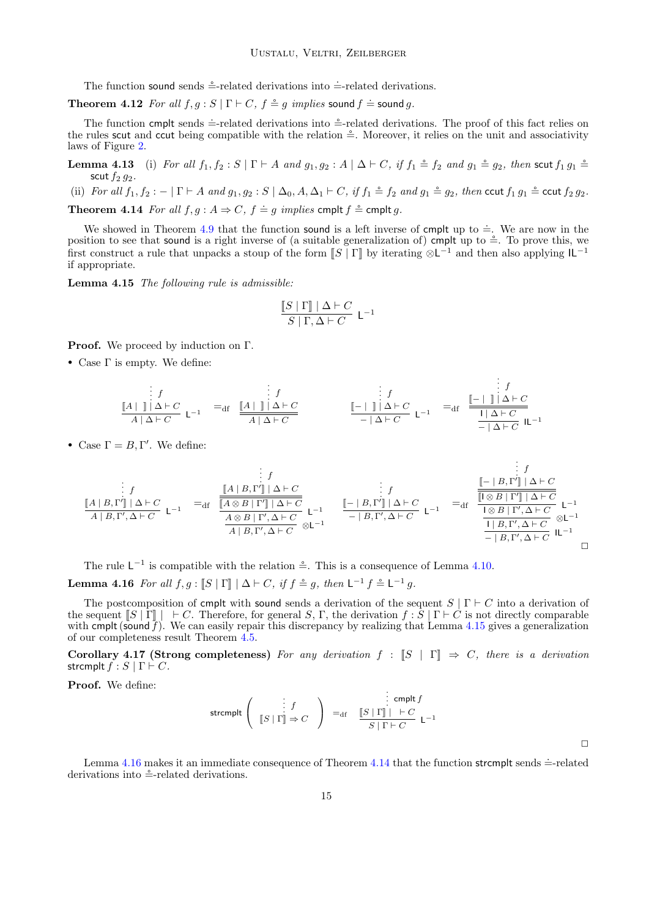The function $\mathsf{sound}$ sends $\overset{\circ}{=}$-related derivations into $\doteq$-related derivations.

**Theorem 4.12** *For all $f, g : S \mid \Gamma \vdash C$, $f \overset{\circ}{=} g$ implies $\mathsf{sound}\, f \doteq \mathsf{sound}\, g$.*

The function $\mathsf{cmplt}$ sends $\doteq$-related derivations into $\overset{\circ}{=}$-related derivations. The proof of this fact relies on the rules $\mathsf{scut}$ and $\mathsf{ccut}$ being compatible with the relation $\overset{\circ}{=}$. Moreover, it relies on the unit and associativity laws of Figure 2.

**Lemma 4.13** (i) *For all $f_1, f_2 : S \mid \Gamma \vdash A$ and $g_1, g_2 : A \mid \Delta \vdash C$, if $f_1 \overset{\circ}{=} f_2$ and $g_1 \overset{\circ}{=} g_2$, then $\mathsf{scut}\, f_1\, g_1 \overset{\circ}{=} \mathsf{scut}\, f_2\, g_2$.*

(ii) *For all $f_1, f_2 : - \mid \Gamma \vdash A$ and $g_1, g_2 : S \mid \Delta_0, A, \Delta_1 \vdash C$, if $f_1 \overset{\circ}{=} f_2$ and $g_1 \overset{\circ}{=} g_2$, then $\mathsf{ccut}\, f_1\, g_1 \overset{\circ}{=} \mathsf{ccut}\, f_2\, g_2$.*

**Theorem 4.14** *For all $f, g : A \Rightarrow C$, $f \doteq g$ implies $\mathsf{cmplt}\, f \overset{\circ}{=} \mathsf{cmplt}\, g$.*

We showed in Theorem 4.9 that the function $\mathsf{sound}$ is a left inverse of $\mathsf{cmplt}$ up to $\doteq$. We are now in the position to see that $\mathsf{sound}$ is a right inverse of (a suitable generalization of) $\mathsf{cmplt}$ up to $\overset{\circ}{=}$. To prove this, we first construct a rule that unpacks a stoup of the form $[\![S \mid \Gamma]\!]$ by iterating $\otimes\mathsf{L}^{-1}$ and then also applying $\mathsf{IL}^{-1}$ if appropriate.

**Lemma 4.15** *The following rule is admissible:*

$$\frac{[\![S \mid \Gamma]\!] \mid \Delta \vdash C}{S \mid \Gamma, \Delta \vdash C}\ \mathsf{L}^{-1}$$

**Proof.** We proceed by induction on $\Gamma$.

- Case $\Gamma$ is empty. We define:

$$\dfrac{\dfrac{\vdots\, f}{[\![A \mid\ ]\!] \mid \Delta \vdash C}}{A \mid \Delta \vdash C}\ \mathsf{L}^{-1} \quad =_{\mathrm{df}} \quad \dfrac{\vdots\, f}{\dfrac{[\![A \mid\ ]\!] \mid \Delta \vdash C}{A \mid \Delta \vdash C}} \qquad\qquad \dfrac{\dfrac{\vdots\, f}{[\![- \mid\ ]\!] \mid \Delta \vdash C}}{- \mid \Delta \vdash C}\ \mathsf{L}^{-1} \quad =_{\mathrm{df}} \quad \dfrac{\dfrac{\dfrac{\vdots\, f}{[\![- \mid\ ]\!] \mid \Delta \vdash C}}{\mathsf{I} \mid \Delta \vdash C}}{- \mid \Delta \vdash C}\ \mathsf{IL}^{-1}$$

- Case $\Gamma = B, \Gamma'$. We define:

$$\dfrac{\dfrac{\vdots\, f}{[\![A \mid B, \Gamma']\!] \mid \Delta \vdash C}}{A \mid B, \Gamma', \Delta \vdash C}\ \mathsf{L}^{-1} \quad =_{\mathrm{df}} \quad \dfrac{\dfrac{\dfrac{\dfrac{\vdots\, f}{[\![A \mid B, \Gamma']\!] \mid \Delta \vdash C}}{[\![A \otimes B \mid \Gamma']\!] \mid \Delta \vdash C}}{A \otimes B \mid \Gamma', \Delta \vdash C}\ \mathsf{L}^{-1}}{A \mid B, \Gamma', \Delta \vdash C}\ \otimes\mathsf{L}^{-1}$$

$$\dfrac{\dfrac{\vdots\, f}{[\![- \mid B, \Gamma']\!] \mid \Delta \vdash C}}{- \mid B, \Gamma', \Delta \vdash C}\ \mathsf{L}^{-1} \quad =_{\mathrm{df}} \quad \dfrac{\dfrac{\dfrac{\dfrac{\dfrac{\vdots\, f}{[\![- \mid B, \Gamma']\!] \mid \Delta \vdash C}}{[\![\mathsf{I} \otimes B \mid \Gamma']\!] \mid \Delta \vdash C}}{\mathsf{I} \otimes B \mid \Gamma', \Delta \vdash C}\ \mathsf{L}^{-1}}{\mathsf{I} \mid B, \Gamma', \Delta \vdash C}\ \otimes\mathsf{L}^{-1}}{- \mid B, \Gamma', \Delta \vdash C}\ \mathsf{IL}^{-1}$$

□

The rule $\mathsf{L}^{-1}$ is compatible with the relation $\overset{\circ}{=}$. This is a consequence of Lemma 4.10.

**Lemma 4.16** *For all $f, g : [\![S \mid \Gamma]\!] \mid \Delta \vdash C$, if $f \overset{\circ}{=} g$, then $\mathsf{L}^{-1}\, f \overset{\circ}{=} \mathsf{L}^{-1}\, g$.*

The postcomposition of $\mathsf{cmplt}$ with $\mathsf{sound}$ sends a derivation of the sequent $S \mid \Gamma \vdash C$ into a derivation of the sequent $[\![S \mid \Gamma]\!] \mid\ \vdash C$. Therefore, for general $S$, $\Gamma$, the derivation $f : S \mid \Gamma \vdash C$ is not directly comparable with $\mathsf{cmplt}\,(\mathsf{sound}\, f)$. We can easily repair this discrepancy by realizing that Lemma 4.15 gives a generalization of our completeness result Theorem 4.5.

**Corollary 4.17 (Strong completeness)** *For any derivation $f : [\![S \mid \Gamma]\!] \Rightarrow C$, there is a derivation $\mathsf{strcmplt}\, f : S \mid \Gamma \vdash C$.*

**Proof.** We define:

$$\mathsf{strcmplt}\left( \dfrac{\vdots\, f}{[\![S \mid \Gamma]\!] \Rightarrow C} \right) \quad =_{\mathrm{df}} \quad \dfrac{\dfrac{\vdots\, \mathsf{cmplt}\, f}{[\![S \mid \Gamma]\!] \mid\ \vdash C}}{S \mid \Gamma \vdash C}\ \mathsf{L}^{-1}$$

□

Lemma 4.16 makes it an immediate consequence of Theorem 4.14 that the function $\mathsf{strcmplt}$ sends $\doteq$-related derivations into $\overset{\circ}{=}$-related derivations.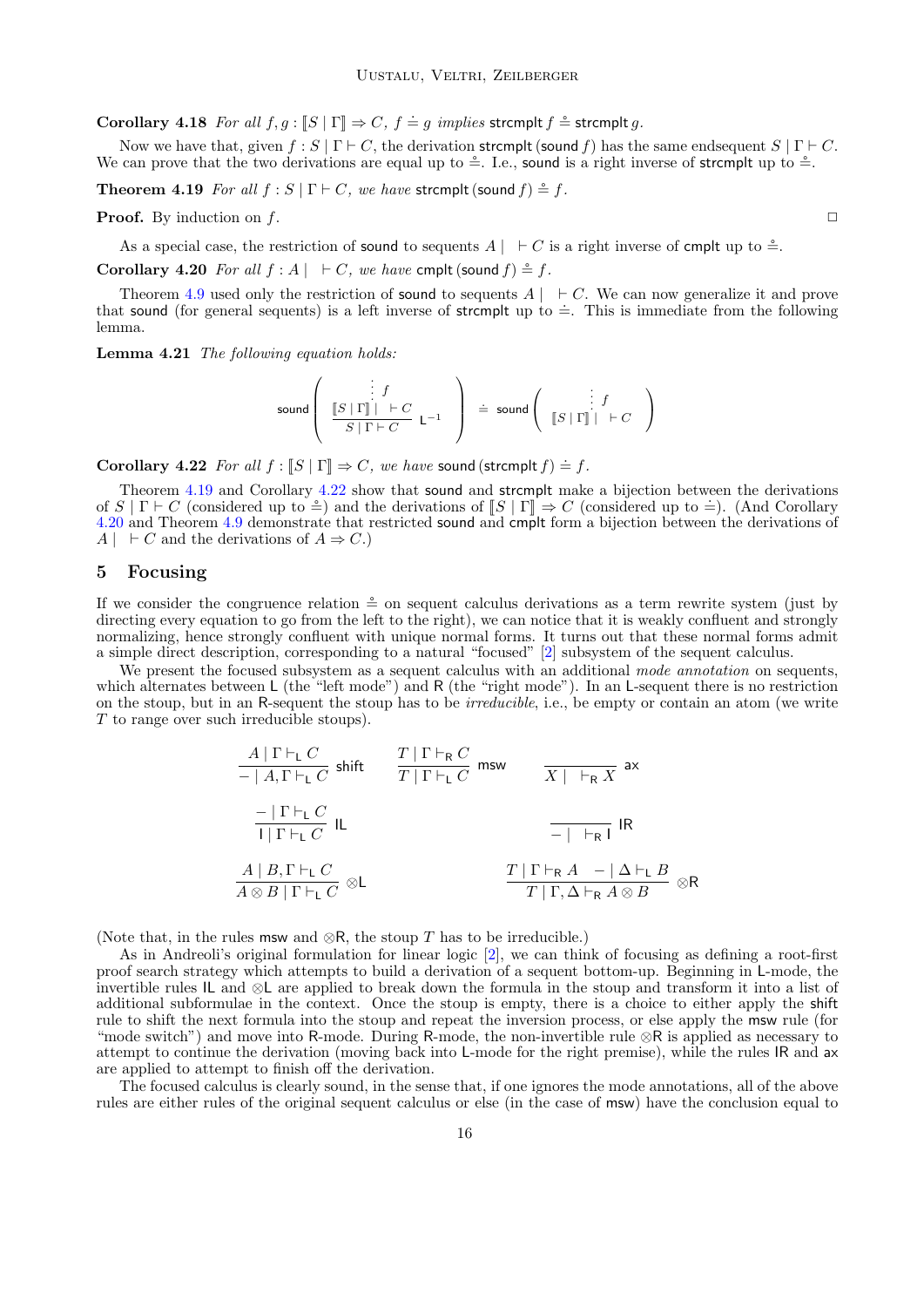**Corollary 4.18** *For all $f, g : [\![S \mid \Gamma]\!] \Rightarrow C$, $f \doteq g$ implies* $\mathsf{strcmplt}\, f \mathrel{\mathring{=}} \mathsf{strcmplt}\, g$.

Now we have that, given $f : S \mid \Gamma \vdash C$, the derivation $\mathsf{strcmplt}\,(\mathsf{sound}\, f)$ has the same endsequent $S \mid \Gamma \vdash C$. We can prove that the two derivations are equal up to $\mathring{=}$. I.e., $\mathsf{sound}$ is a right inverse of $\mathsf{strcmplt}$ up to $\mathring{=}$.

**Theorem 4.19** *For all $f : S \mid \Gamma \vdash C$, we have* $\mathsf{strcmplt}\,(\mathsf{sound}\, f) \mathrel{\mathring{=}} f$.

**Proof.** By induction on $f$. ◻

As a special case, the restriction of $\mathsf{sound}$ to sequents $A \mid\ \vdash C$ is a right inverse of $\mathsf{cmplt}$ up to $\mathring{=}$.

**Corollary 4.20** *For all $f : A \mid\ \vdash C$, we have* $\mathsf{cmplt}\,(\mathsf{sound}\, f) \mathrel{\mathring{=}} f$.

Theorem 4.9 used only the restriction of $\mathsf{sound}$ to sequents $A \mid\ \vdash C$. We can now generalize it and prove that $\mathsf{sound}$ (for general sequents) is a left inverse of $\mathsf{strcmplt}$ up to $\doteq$. This is immediate from the following lemma.

**Lemma 4.21** *The following equation holds:*

$$\mathsf{sound}\left( \cfrac{\cfrac{\vdots\ f}{[\![S \mid \Gamma]\!] \mid\ \vdash C}}{S \mid \Gamma \vdash C}\ \mathsf{L}^{-1} \right) \doteq \mathsf{sound}\left( \cfrac{\vdots\ f}{[\![S \mid \Gamma]\!] \mid\ \vdash C} \right)$$

**Corollary 4.22** *For all $f : [\![S \mid \Gamma]\!] \Rightarrow C$, we have* $\mathsf{sound}\,(\mathsf{strcmplt}\, f) \doteq f$.

Theorem 4.19 and Corollary 4.22 show that $\mathsf{sound}$ and $\mathsf{strcmplt}$ make a bijection between the derivations of $S \mid \Gamma \vdash C$ (considered up to $\mathring{=}$) and the derivations of $[\![S \mid \Gamma]\!] \Rightarrow C$ (considered up to $\doteq$). (And Corollary 4.20 and Theorem 4.9 demonstrate that restricted $\mathsf{sound}$ and $\mathsf{cmplt}$ form a bijection between the derivations of $A \mid\ \vdash C$ and the derivations of $A \Rightarrow C$.)

## 5 Focusing

If we consider the congruence relation $\mathring{=}$ on sequent calculus derivations as a term rewrite system (just by directing every equation to go from the left to the right), we can notice that it is weakly confluent and strongly normalizing, hence strongly confluent with unique normal forms. It turns out that these normal forms admit a simple direct description, corresponding to a natural "focused" [2] subsystem of the sequent calculus.

We present the focused subsystem as a sequent calculus with an additional *mode annotation* on sequents, which alternates between $\mathsf{L}$ (the "left mode") and $\mathsf{R}$ (the "right mode"). In an $\mathsf{L}$-sequent there is no restriction on the stoup, but in an $\mathsf{R}$-sequent the stoup has to be *irreducible*, i.e., be empty or contain an atom (we write $T$ to range over such irreducible stoups).

$$\frac{A \mid \Gamma \vdash_{\mathsf{L}} C}{- \mid A, \Gamma \vdash_{\mathsf{L}} C}\ \mathsf{shift} \qquad \frac{T \mid \Gamma \vdash_{\mathsf{R}} C}{T \mid \Gamma \vdash_{\mathsf{L}} C}\ \mathsf{msw} \qquad \frac{}{X \mid\ \vdash_{\mathsf{R}} X}\ \mathsf{ax}$$

$$\frac{- \mid \Gamma \vdash_{\mathsf{L}} C}{\mathsf{I} \mid \Gamma \vdash_{\mathsf{L}} C}\ \mathsf{IL} \qquad \frac{}{- \mid\ \vdash_{\mathsf{R}} \mathsf{I}}\ \mathsf{IR}$$

$$\frac{A \mid B, \Gamma \vdash_{\mathsf{L}} C}{A \otimes B \mid \Gamma \vdash_{\mathsf{L}} C}\ \otimes\mathsf{L} \qquad \frac{T \mid \Gamma \vdash_{\mathsf{R}} A \quad - \mid \Delta \vdash_{\mathsf{L}} B}{T \mid \Gamma, \Delta \vdash_{\mathsf{R}} A \otimes B}\ \otimes\mathsf{R}$$

(Note that, in the rules $\mathsf{msw}$ and $\otimes\mathsf{R}$, the stoup $T$ has to be irreducible.)

As in Andreoli's original formulation for linear logic [2], we can think of focusing as defining a root-first proof search strategy which attempts to build a derivation of a sequent bottom-up. Beginning in $\mathsf{L}$-mode, the invertible rules $\mathsf{IL}$ and $\otimes\mathsf{L}$ are applied to break down the formula in the stoup and transform it into a list of additional subformulae in the context. Once the stoup is empty, there is a choice to either apply the $\mathsf{shift}$ rule to shift the next formula into the stoup and repeat the inversion process, or else apply the $\mathsf{msw}$ rule (for "mode switch") and move into $\mathsf{R}$-mode. During $\mathsf{R}$-mode, the non-invertible rule $\otimes\mathsf{R}$ is applied as necessary to attempt to continue the derivation (moving back into $\mathsf{L}$-mode for the right premise), while the rules $\mathsf{IR}$ and $\mathsf{ax}$ are applied to attempt to finish off the derivation.

The focused calculus is clearly sound, in the sense that, if one ignores the mode annotations, all of the above rules are either rules of the original sequent calculus or else (in the case of $\mathsf{msw}$) have the conclusion equal to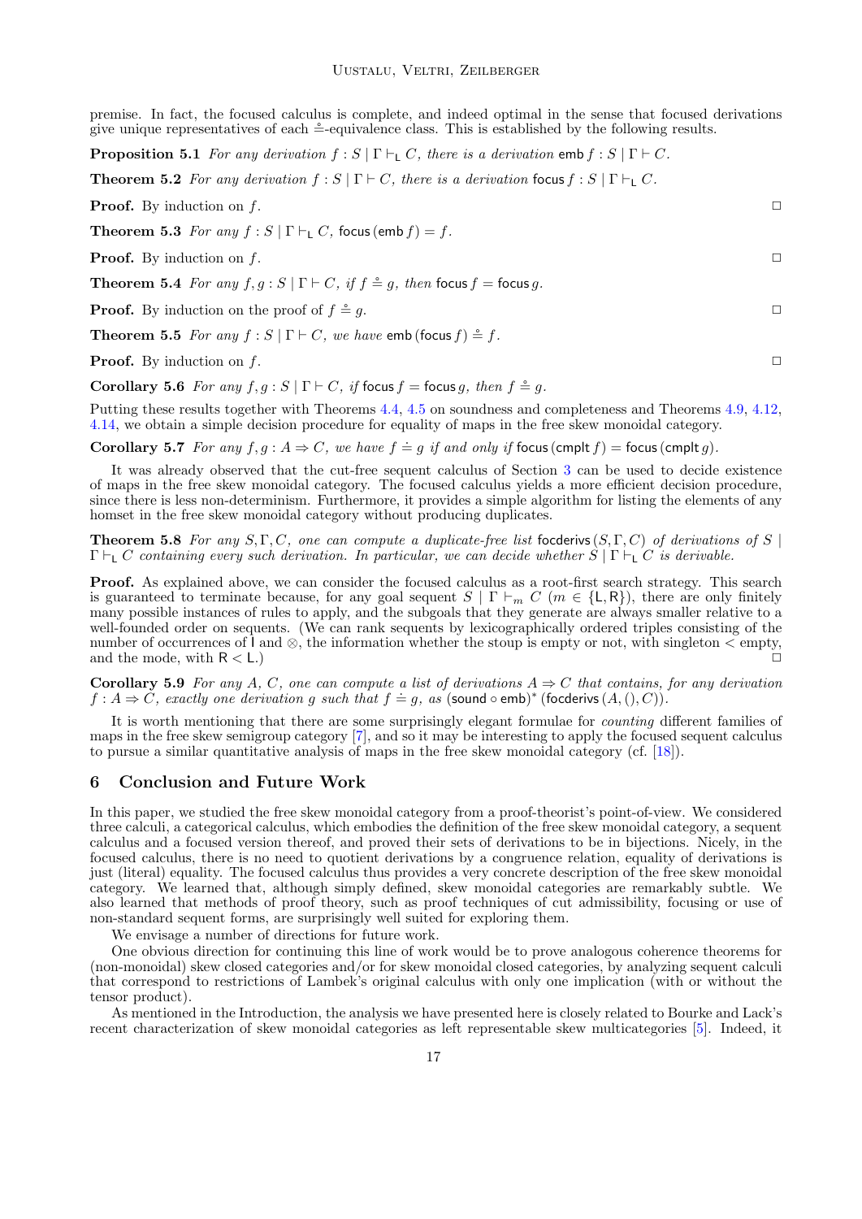premise. In fact, the focused calculus is complete, and indeed optimal in the sense that focused derivations give unique representatives of each $\overset{\circ}{=}$-equivalence class. This is established by the following results.

**Proposition 5.1** *For any derivation* $f : S \mid \Gamma \vdash_{\mathsf{L}} C$*, there is a derivation* $\mathsf{emb}\, f : S \mid \Gamma \vdash C$.

**Theorem 5.2** *For any derivation* $f : S \mid \Gamma \vdash C$*, there is a derivation* $\mathsf{focus}\, f : S \mid \Gamma \vdash_{\mathsf{L}} C$.

**Proof.** By induction on $f$. $\square$

**Theorem 5.3** *For any* $f : S \mid \Gamma \vdash_{\mathsf{L}} C$*,* $\mathsf{focus}\,(\mathsf{emb}\, f) = f$.

**Proof.** By induction on $f$. $\square$

**Theorem 5.4** *For any* $f, g : S \mid \Gamma \vdash C$*, if* $f \overset{\circ}{=} g$*, then* $\mathsf{focus}\, f = \mathsf{focus}\, g$.

**Proof.** By induction on the proof of $f \overset{\circ}{=} g$. $\square$

**Theorem 5.5** *For any* $f : S \mid \Gamma \vdash C$*, we have* $\mathsf{emb}\,(\mathsf{focus}\, f) \overset{\circ}{=} f$.

**Proof.** By induction on $f$. $\square$

**Corollary 5.6** *For any* $f, g : S \mid \Gamma \vdash C$*, if* $\mathsf{focus}\, f = \mathsf{focus}\, g$*, then* $f \overset{\circ}{=} g$.

Putting these results together with Theorems 4.4, 4.5 on soundness and completeness and Theorems 4.9, 4.12, 4.14, we obtain a simple decision procedure for equality of maps in the free skew monoidal category.

**Corollary 5.7** *For any* $f, g : A \Rightarrow C$*, we have* $f \doteq g$ *if and only if* $\mathsf{focus}\,(\mathsf{cmplt}\, f) = \mathsf{focus}\,(\mathsf{cmplt}\, g)$.

It was already observed that the cut-free sequent calculus of Section 3 can be used to decide existence of maps in the free skew monoidal category. The focused calculus yields a more efficient decision procedure, since there is less non-determinism. Furthermore, it provides a simple algorithm for listing the elements of any homset in the free skew monoidal category without producing duplicates.

**Theorem 5.8** *For any* $S, \Gamma, C$*, one can compute a duplicate-free list* $\mathsf{focderivs}\,(S, \Gamma, C)$ *of derivations of* $S \mid \Gamma \vdash_{\mathsf{L}} C$ *containing every such derivation. In particular, we can decide whether* $S \mid \Gamma \vdash_{\mathsf{L}} C$ *is derivable.*

**Proof.** As explained above, we can consider the focused calculus as a root-first search strategy. This search is guaranteed to terminate because, for any goal sequent $S \mid \Gamma \vdash_m C$ ($m \in \{\mathsf{L}, \mathsf{R}\}$), there are only finitely many possible instances of rules to apply, and the subgoals that they generate are always smaller relative to a well-founded order on sequents. (We can rank sequents by lexicographically ordered triples consisting of the number of occurrences of $\mathsf{I}$ and $\otimes$, the information whether the stoup is empty or not, with singleton $<$ empty, and the mode, with $\mathsf{R} < \mathsf{L}$.) $\square$

**Corollary 5.9** *For any* $A$*,* $C$*, one can compute a list of derivations* $A \Rightarrow C$ *that contains, for any derivation* $f : A \Rightarrow C$*, exactly one derivation* $g$ *such that* $f \doteq g$*, as* $(\mathsf{sound} \circ \mathsf{emb})^* \,(\mathsf{focderivs}\,(A, (), C))$.

It is worth mentioning that there are some surprisingly elegant formulae for *counting* different families of maps in the free skew semigroup category [7], and so it may be interesting to apply the focused sequent calculus to pursue a similar quantitative analysis of maps in the free skew monoidal category (cf. [18]).

## 6 Conclusion and Future Work

In this paper, we studied the free skew monoidal category from a proof-theorist's point-of-view. We considered three calculi, a categorical calculus, which embodies the definition of the free skew monoidal category, a sequent calculus and a focused version thereof, and proved their sets of derivations to be in bijections. Nicely, in the focused calculus, there is no need to quotient derivations by a congruence relation, equality of derivations is just (literal) equality. The focused calculus thus provides a very concrete description of the free skew monoidal category. We learned that, although simply defined, skew monoidal categories are remarkably subtle. We also learned that methods of proof theory, such as proof techniques of cut admissibility, focusing or use of non-standard sequent forms, are surprisingly well suited for exploring them.

We envisage a number of directions for future work.

One obvious direction for continuing this line of work would be to prove analogous coherence theorems for (non-monoidal) skew closed categories and/or for skew monoidal closed categories, by analyzing sequent calculi that correspond to restrictions of Lambek's original calculus with only one implication (with or without the tensor product).

As mentioned in the Introduction, the analysis we have presented here is closely related to Bourke and Lack's recent characterization of skew monoidal categories as left representable skew multicategories [5]. Indeed, it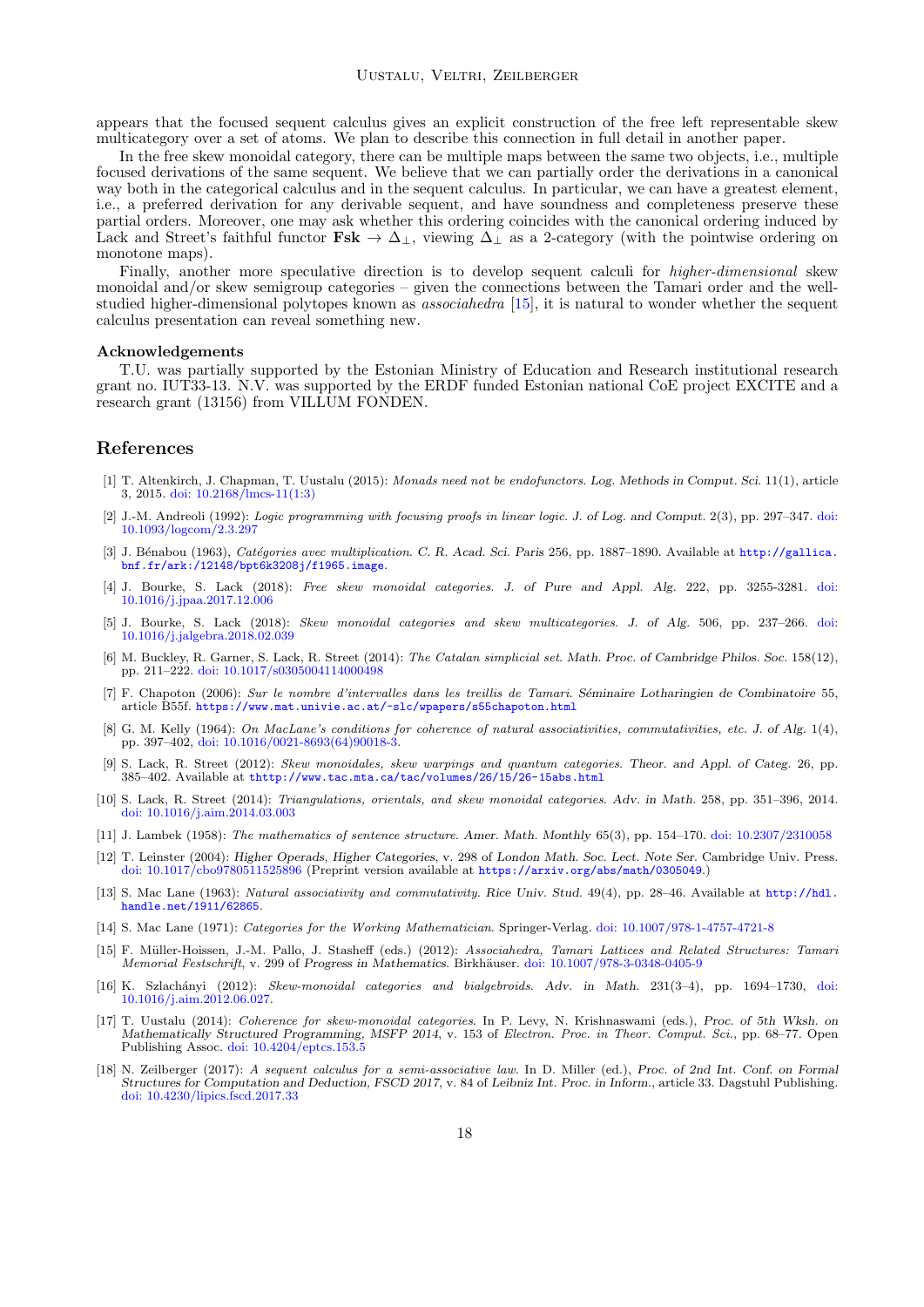appears that the focused sequent calculus gives an explicit construction of the free left representable skew multicategory over a set of atoms. We plan to describe this connection in full detail in another paper.

In the free skew monoidal category, there can be multiple maps between the same two objects, i.e., multiple focused derivations of the same sequent. We believe that we can partially order the derivations in a canonical way both in the categorical calculus and in the sequent calculus. In particular, we can have a greatest element, i.e., a preferred derivation for any derivable sequent, and have soundness and completeness preserve these partial orders. Moreover, one may ask whether this ordering coincides with the canonical ordering induced by Lack and Street's faithful functor $\mathbf{Fsk} \to \Delta_\perp$, viewing $\Delta_\perp$ as a 2-category (with the pointwise ordering on monotone maps).

Finally, another more speculative direction is to develop sequent calculi for *higher-dimensional* skew monoidal and/or skew semigroup categories – given the connections between the Tamari order and the well-studied higher-dimensional polytopes known as *associahedra* [15], it is natural to wonder whether the sequent calculus presentation can reveal something new.

#### Acknowledgements

T.U. was partially supported by the Estonian Ministry of Education and Research institutional research grant no. IUT33-13. N.V. was supported by the ERDF funded Estonian national CoE project EXCITE and a research grant (13156) from VILLUM FONDEN.

## References

[1] T. Altenkirch, J. Chapman, T. Uustalu (2015): *Monads need not be endofunctors*. *Log. Methods in Comput. Sci.* 11(1), article 3, 2015. doi: 10.2168/lmcs-11(1:3)

[2] J.-M. Andreoli (1992): *Logic programming with focusing proofs in linear logic*. *J. of Log. and Comput.* 2(3), pp. 297–347. doi: 10.1093/logcom/2.3.297

[3] J. Bénabou (1963), *Catégories avec multiplication*. *C. R. Acad. Sci. Paris* 256, pp. 1887–1890. Available at http://gallica.bnf.fr/ark:/12148/bpt6k3208j/f1965.image.

[4] J. Bourke, S. Lack (2018): *Free skew monoidal categories*. *J. of Pure and Appl. Alg.* 222, pp. 3255-3281. doi: 10.1016/j.jpaa.2017.12.006

[5] J. Bourke, S. Lack (2018): *Skew monoidal categories and skew multicategories*. *J. of Alg.* 506, pp. 237–266. doi: 10.1016/j.jalgebra.2018.02.039

[6] M. Buckley, R. Garner, S. Lack, R. Street (2014): *The Catalan simplicial set*. *Math. Proc. of Cambridge Philos. Soc.* 158(12), pp. 211–222. doi: 10.1017/s0305004114000498

[7] F. Chapoton (2006): *Sur le nombre d'intervalles dans les treillis de Tamari*. *Séminaire Lotharingien de Combinatoire* 55, article B55f. https://www.mat.univie.ac.at/~slc/wpapers/s55chapoton.html

[8] G. M. Kelly (1964): *On MacLane's conditions for coherence of natural associativities, commutativities, etc.* *J. of Alg.* 1(4), pp. 397–402, doi: 10.1016/0021-8693(64)90018-3.

[9] S. Lack, R. Street (2012): *Skew monoidales, skew warpings and quantum categories*. *Theor. and Appl. of Categ.* 26, pp. 385–402. Available at thttp://www.tac.mta.ca/tac/volumes/26/15/26-15abs.html

[10] S. Lack, R. Street (2014): *Triangulations, orientals, and skew monoidal categories*. *Adv. in Math.* 258, pp. 351–396, 2014. doi: 10.1016/j.aim.2014.03.003

[11] J. Lambek (1958): *The mathematics of sentence structure*. *Amer. Math. Monthly* 65(3), pp. 154–170. doi: 10.2307/2310058

[12] T. Leinster (2004): *Higher Operads, Higher Categories*, v. 298 of *London Math. Soc. Lect. Note Ser.* Cambridge Univ. Press. doi: 10.1017/cbo9780511525896 (Preprint version available at https://arxiv.org/abs/math/0305049.)

[13] S. Mac Lane (1963): *Natural associativity and commutativity*. *Rice Univ. Stud.* 49(4), pp. 28–46. Available at http://hdl.handle.net/1911/62865.

[14] S. Mac Lane (1971): *Categories for the Working Mathematician*. Springer-Verlag. doi: 10.1007/978-1-4757-4721-8

[15] F. Müller-Hoissen, J.-M. Pallo, J. Stasheff (eds.) (2012): *Associahedra, Tamari Lattices and Related Structures: Tamari Memorial Festschrift*, v. 299 of *Progress in Mathematics*. Birkhäuser. doi: 10.1007/978-3-0348-0405-9

[16] K. Szlachányi (2012): *Skew-monoidal categories and bialgebroids*. *Adv. in Math.* 231(3–4), pp. 1694–1730, doi: 10.1016/j.aim.2012.06.027.

[17] T. Uustalu (2014): *Coherence for skew-monoidal categories*. In P. Levy, N. Krishnaswami (eds.), *Proc. of 5th Wksh. on Mathematically Structured Programming, MSFP 2014*, v. 153 of *Electron. Proc. in Theor. Comput. Sci.*, pp. 68–77. Open Publishing Assoc. doi: 10.4204/eptcs.153.5

[18] N. Zeilberger (2017): *A sequent calculus for a semi-associative law*. In D. Miller (ed.), *Proc. of 2nd Int. Conf. on Formal Structures for Computation and Deduction, FSCD 2017*, v. 84 of *Leibniz Int. Proc. in Inform.*, article 33. Dagstuhl Publishing. doi: 10.4230/lipics.fscd.2017.33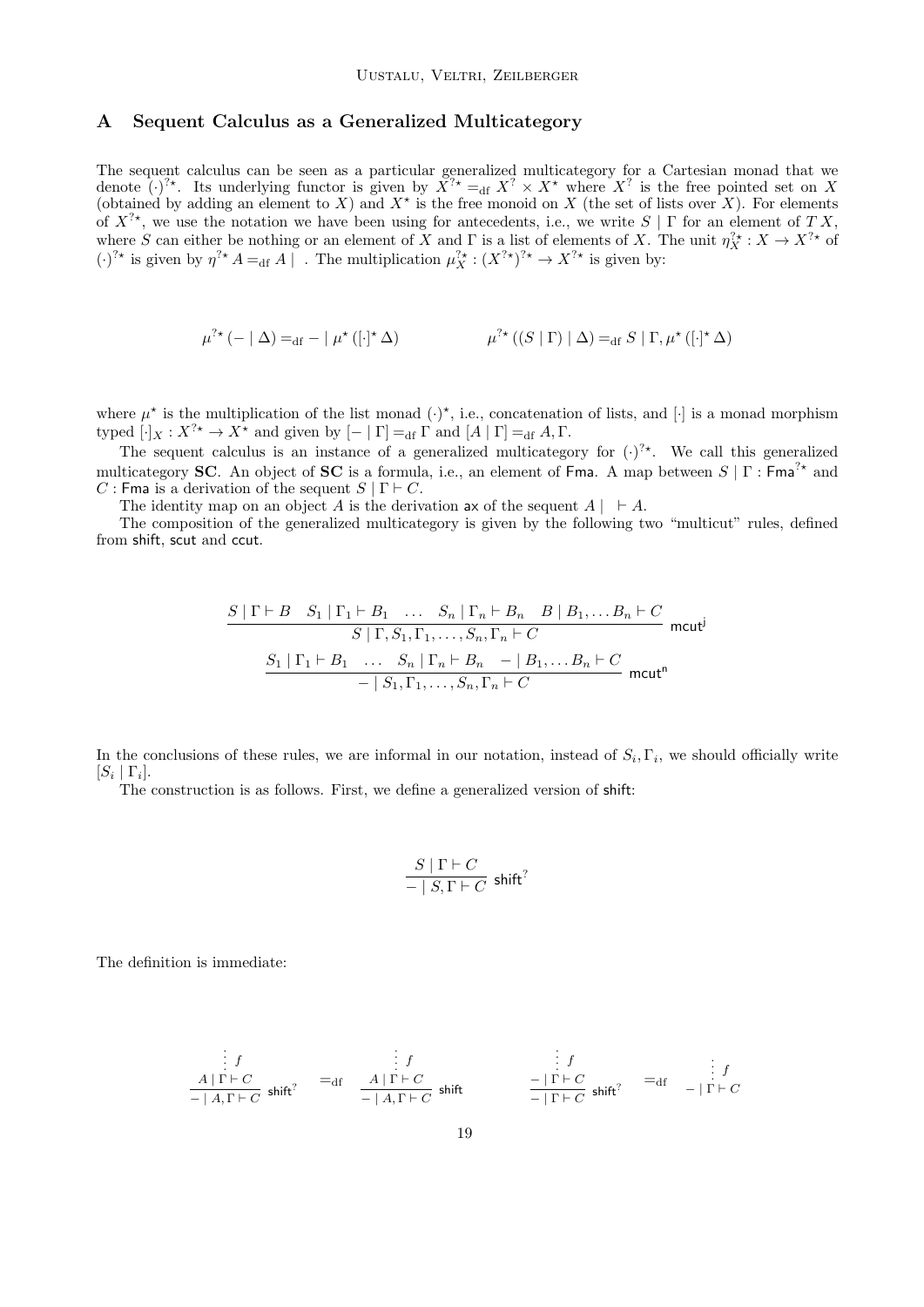## A Sequent Calculus as a Generalized Multicategory

The sequent calculus can be seen as a particular generalized multicategory for a Cartesian monad that we denote $(\cdot)^{?\star}$. Its underlying functor is given by $X^{?\star} =_{\mathrm{df}} X^{?} \times X^{\star}$ where $X^{?}$ is the free pointed set on $X$ (obtained by adding an element to $X$) and $X^{\star}$ is the free monoid on $X$ (the set of lists over $X$). For elements of $X^{?\star}$, we use the notation we have been using for antecedents, i.e., we write $S \mid \Gamma$ for an element of $T\,X$, where $S$ can either be nothing or an element of $X$ and $\Gamma$ is a list of elements of $X$. The unit $\eta^{?\star}_X : X \to X^{?\star}$ of $(\cdot)^{?\star}$ is given by $\eta^{?\star}\, A =_{\mathrm{df}} A \mid\;$. The multiplication $\mu^{?\star}_X : (X^{?\star})^{?\star} \to X^{?\star}$ is given by:

$$\mu^{?\star}\,(- \mid \Delta) =_{\mathrm{df}} - \mid \mu^{\star}\,([\cdot]^{\star}\,\Delta) \qquad\qquad \mu^{?\star}\,((S \mid \Gamma) \mid \Delta) =_{\mathrm{df}} S \mid \Gamma, \mu^{\star}\,([\cdot]^{\star}\,\Delta)$$

where $\mu^{\star}$ is the multiplication of the list monad $(\cdot)^{\star}$, i.e., concatenation of lists, and $[\cdot]$ is a monad morphism typed $[\cdot]_X : X^{?\star} \to X^{\star}$ and given by $[- \mid \Gamma] =_{\mathrm{df}} \Gamma$ and $[A \mid \Gamma] =_{\mathrm{df}} A, \Gamma$.

The sequent calculus is an instance of a generalized multicategory for $(\cdot)^{?\star}$. We call this generalized multicategory **SC**. An object of **SC** is a formula, i.e., an element of $\mathsf{Fma}$. A map between $S \mid \Gamma : \mathsf{Fma}^{?\star}$ and $C : \mathsf{Fma}$ is a derivation of the sequent $S \mid \Gamma \vdash C$.

The identity map on an object $A$ is the derivation $\mathsf{ax}$ of the sequent $A \mid\; \vdash A$.

The composition of the generalized multicategory is given by the following two "multicut" rules, defined from $\mathsf{shift}$, $\mathsf{scut}$ and $\mathsf{ccut}$.

$$\frac{S \mid \Gamma \vdash B \quad S_1 \mid \Gamma_1 \vdash B_1 \quad \ldots \quad S_n \mid \Gamma_n \vdash B_n \quad B \mid B_1, \ldots B_n \vdash C}{S \mid \Gamma, S_1, \Gamma_1, \ldots, S_n, \Gamma_n \vdash C}\ \mathsf{mcut}^{\mathsf{j}}$$

$$\frac{S_1 \mid \Gamma_1 \vdash B_1 \quad \ldots \quad S_n \mid \Gamma_n \vdash B_n \quad - \mid B_1, \ldots B_n \vdash C}{- \mid S_1, \Gamma_1, \ldots, S_n, \Gamma_n \vdash C}\ \mathsf{mcut}^{\mathsf{n}}$$

In the conclusions of these rules, we are informal in our notation, instead of $S_i, \Gamma_i$, we should officially write $[S_i \mid \Gamma_i]$.

The construction is as follows. First, we define a generalized version of $\mathsf{shift}$:

$$\frac{S \mid \Gamma \vdash C}{- \mid S, \Gamma \vdash C}\ \mathsf{shift}^{?}$$

The definition is immediate:

$$\frac{\begin{array}{c}\vdots\ f\\ A \mid \Gamma \vdash C\end{array}}{- \mid A, \Gamma \vdash C}\ \mathsf{shift}^{?} \quad =_{\mathrm{df}} \quad \frac{\begin{array}{c}\vdots\ f\\ A \mid \Gamma \vdash C\end{array}}{- \mid A, \Gamma \vdash C}\ \mathsf{shift} \qquad\qquad \frac{\begin{array}{c}\vdots\ f\\ - \mid \Gamma \vdash C\end{array}}{- \mid \Gamma \vdash C}\ \mathsf{shift}^{?} \quad =_{\mathrm{df}} \quad \begin{array}{c}\vdots\ f\\ - \mid \Gamma \vdash C\end{array}$$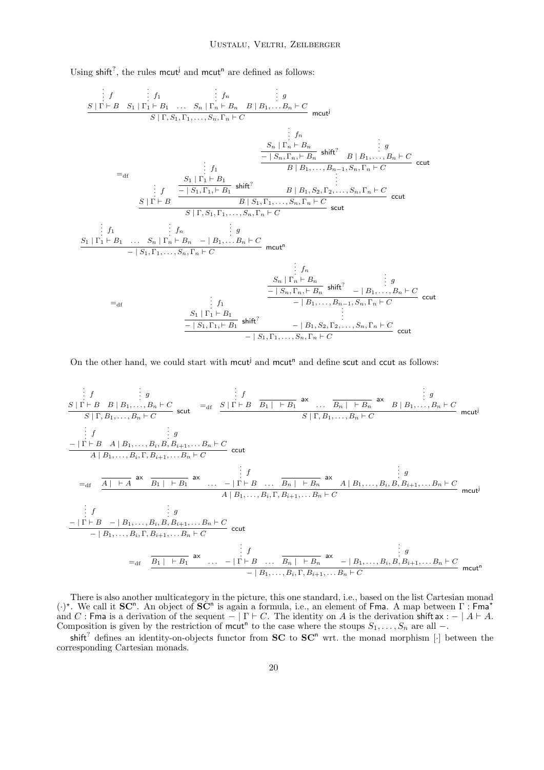Using $\mathsf{shift}^?$, the rules $\mathsf{mcut}^{\mathsf{j}}$ and $\mathsf{mcut}^{\mathsf{n}}$ are defined as follows:

$$
\dfrac{\begin{array}{c}\vdots\, f\\ S \mid \Gamma \vdash B\end{array} \quad \begin{array}{c}\vdots\, f_1\\ S_1 \mid \Gamma_1 \vdash B_1\end{array} \quad \ldots \quad \begin{array}{c}\vdots\, f_n\\ S_n \mid \Gamma_n \vdash B_n\end{array} \quad \begin{array}{c}\vdots\, g\\ B \mid B_1,\ldots B_n \vdash C\end{array}}{S \mid \Gamma, S_1, \Gamma_1, \ldots, S_n, \Gamma_n \vdash C}\ \mathsf{mcut}^{\mathsf{j}}
$$

$$
=_{\mathrm{df}}\quad
\dfrac{\begin{array}{c}\vdots\, f\\ S \mid \Gamma \vdash B\end{array} \quad \dfrac{\dfrac{\begin{array}{c}\vdots\, f_1\\ S_1 \mid \Gamma_1 \vdash B_1\end{array}}{- \mid S_1, \Gamma_1, \vdash B_1}\ \mathsf{shift}^? \quad \dfrac{\begin{array}{c}\dfrac{\dfrac{\begin{array}{c}\vdots\, f_n\\ S_n \mid \Gamma_n \vdash B_n\end{array}}{- \mid S_n, \Gamma_n, \vdash B_n}\ \mathsf{shift}^? \quad \begin{array}{c}\vdots\, g\\ B \mid B_1, \ldots, B_n \vdash C\end{array}}{B \mid B_1, \ldots, B_{n-1}, S_n, \Gamma_n \vdash C}\ \mathsf{ccut}\\ \vdots\\ B \mid B_1, S_2, \Gamma_2, \ldots, S_n, \Gamma_n \vdash C\end{array}}{}}{B \mid S_1, \Gamma_1, \ldots, S_n, \Gamma_n \vdash C}\ \mathsf{ccut}}{S \mid \Gamma, S_1, \Gamma_1, \ldots, S_n, \Gamma_n \vdash C}\ \mathsf{scut}
$$

$$
\dfrac{\begin{array}{c}\vdots\, f_1\\ S_1 \mid \Gamma_1 \vdash B_1\end{array} \quad \ldots \quad \begin{array}{c}\vdots\, f_n\\ S_n \mid \Gamma_n \vdash B_n\end{array} \quad \begin{array}{c}\vdots\, g\\ - \mid B_1,\ldots B_n \vdash C\end{array}}{- \mid S_1, \Gamma_1, \ldots, S_n, \Gamma_n \vdash C}\ \mathsf{mcut}^{\mathsf{n}}
$$

$$
=_{\mathrm{df}}\quad
\dfrac{\dfrac{\begin{array}{c}\vdots\, f_1\\ S_1 \mid \Gamma_1 \vdash B_1\end{array}}{- \mid S_1, \Gamma_1, \vdash B_1}\ \mathsf{shift}^? \quad \begin{array}{c}\dfrac{\dfrac{\begin{array}{c}\vdots\, f_n\\ S_n \mid \Gamma_n \vdash B_n\end{array}}{- \mid S_n, \Gamma_n, \vdash B_n}\ \mathsf{shift}^? \quad \begin{array}{c}\vdots\, g\\ - \mid B_1, \ldots, B_n \vdash C\end{array}}{- \mid B_1, \ldots, B_{n-1}, S_n, \Gamma_n \vdash C}\ \mathsf{ccut}\\ \vdots\\ - \mid B_1, S_2, \Gamma_2, \ldots, S_n, \Gamma_n \vdash C\end{array}}{- \mid S_1, \Gamma_1, \ldots, S_n, \Gamma_n \vdash C}\ \mathsf{ccut}
$$

On the other hand, we could start with $\mathsf{mcut}^{\mathsf{j}}$ and $\mathsf{mcut}^{\mathsf{n}}$ and define $\mathsf{scut}$ and $\mathsf{ccut}$ as follows:

$$
\dfrac{\begin{array}{c}\vdots\, f\\ S \mid \Gamma \vdash B\end{array} \quad \begin{array}{c}\vdots\, g\\ B \mid B_1, \ldots, B_n \vdash C\end{array}}{S \mid \Gamma, B_1, \ldots, B_n \vdash C}\ \mathsf{scut}
\quad =_{\mathrm{df}} \quad
\dfrac{\begin{array}{c}\vdots\, f\\ S \mid \Gamma \vdash B\end{array} \quad \dfrac{}{B_1 \mid\ \vdash B_1}\ \mathsf{ax} \quad \ldots \quad \dfrac{}{B_n \mid\ \vdash B_n}\ \mathsf{ax} \quad \begin{array}{c}\vdots\, g\\ B \mid B_1, \ldots, B_n \vdash C\end{array}}{S \mid \Gamma, B_1, \ldots, B_n \vdash C}\ \mathsf{mcut}^{\mathsf{j}}
$$

$$
\dfrac{\begin{array}{c}\vdots\, f\\ - \mid \Gamma \vdash B\end{array} \quad \begin{array}{c}\vdots\, g\\ A \mid B_1, \ldots, B_i, B, B_{i+1}, \ldots B_n \vdash C\end{array}}{A \mid B_1, \ldots, B_i, \Gamma, B_{i+1}, \ldots B_n \vdash C}\ \mathsf{ccut}
$$

$$
=_{\mathrm{df}} \quad
\dfrac{\dfrac{}{A \mid\ \vdash A}\ \mathsf{ax} \quad \dfrac{}{B_1 \mid\ \vdash B_1}\ \mathsf{ax} \quad \ldots \quad \begin{array}{c}\vdots\, f\\ - \mid \Gamma \vdash B\end{array} \quad \ldots \quad \dfrac{}{B_n \mid\ \vdash B_n}\ \mathsf{ax} \quad \begin{array}{c}\vdots\, g\\ A \mid B_1, \ldots, B_i, B, B_{i+1}, \ldots B_n \vdash C\end{array}}{A \mid B_1, \ldots, B_i, \Gamma, B_{i+1}, \ldots B_n \vdash C}\ \mathsf{mcut}^{\mathsf{j}}
$$

$$
\dfrac{\begin{array}{c}\vdots\, f\\ - \mid \Gamma \vdash B\end{array} \quad \begin{array}{c}\vdots\, g\\ - \mid B_1, \ldots, B_i, B, B_{i+1}, \ldots B_n \vdash C\end{array}}{- \mid B_1, \ldots, B_i, \Gamma, B_{i+1}, \ldots B_n \vdash C}\ \mathsf{ccut}
$$

$$
=_{\mathrm{df}} \quad
\dfrac{\dfrac{}{B_1 \mid\ \vdash B_1}\ \mathsf{ax} \quad \ldots \quad \begin{array}{c}\vdots\, f\\ - \mid \Gamma \vdash B\end{array} \quad \ldots \quad \dfrac{}{B_n \mid\ \vdash B_n}\ \mathsf{ax} \quad \begin{array}{c}\vdots\, g\\ - \mid B_1, \ldots, B_i, B, B_{i+1}, \ldots B_n \vdash C\end{array}}{- \mid B_1, \ldots, B_i, \Gamma, B_{i+1}, \ldots B_n \vdash C}\ \mathsf{mcut}^{\mathsf{n}}
$$

There is also another multicategory in the picture, this one standard, i.e., based on the list Cartesian monad $(\cdot)^\star$. We call it $\mathbf{SC}^{\mathsf{n}}$. An object of $\mathbf{SC}^{\mathsf{n}}$ is again a formula, i.e., an element of $\mathsf{Fma}$. A map between $\Gamma : \mathsf{Fma}^\star$ and $C : \mathsf{Fma}$ is a derivation of the sequent $- \mid \Gamma \vdash C$. The identity on $A$ is the derivation $\mathsf{shift}\,\mathsf{ax} : - \mid A \vdash A$. Composition is given by the restriction of $\mathsf{mcut}^{\mathsf{n}}$ to the case where the stoups $S_1, \ldots, S_n$ are all $-$.

$\mathsf{shift}^?$ defines an identity-on-objects functor from $\mathbf{SC}$ to $\mathbf{SC}^{\mathsf{n}}$ wrt. the monad morphism $[\cdot]$ between the corresponding Cartesian monads.